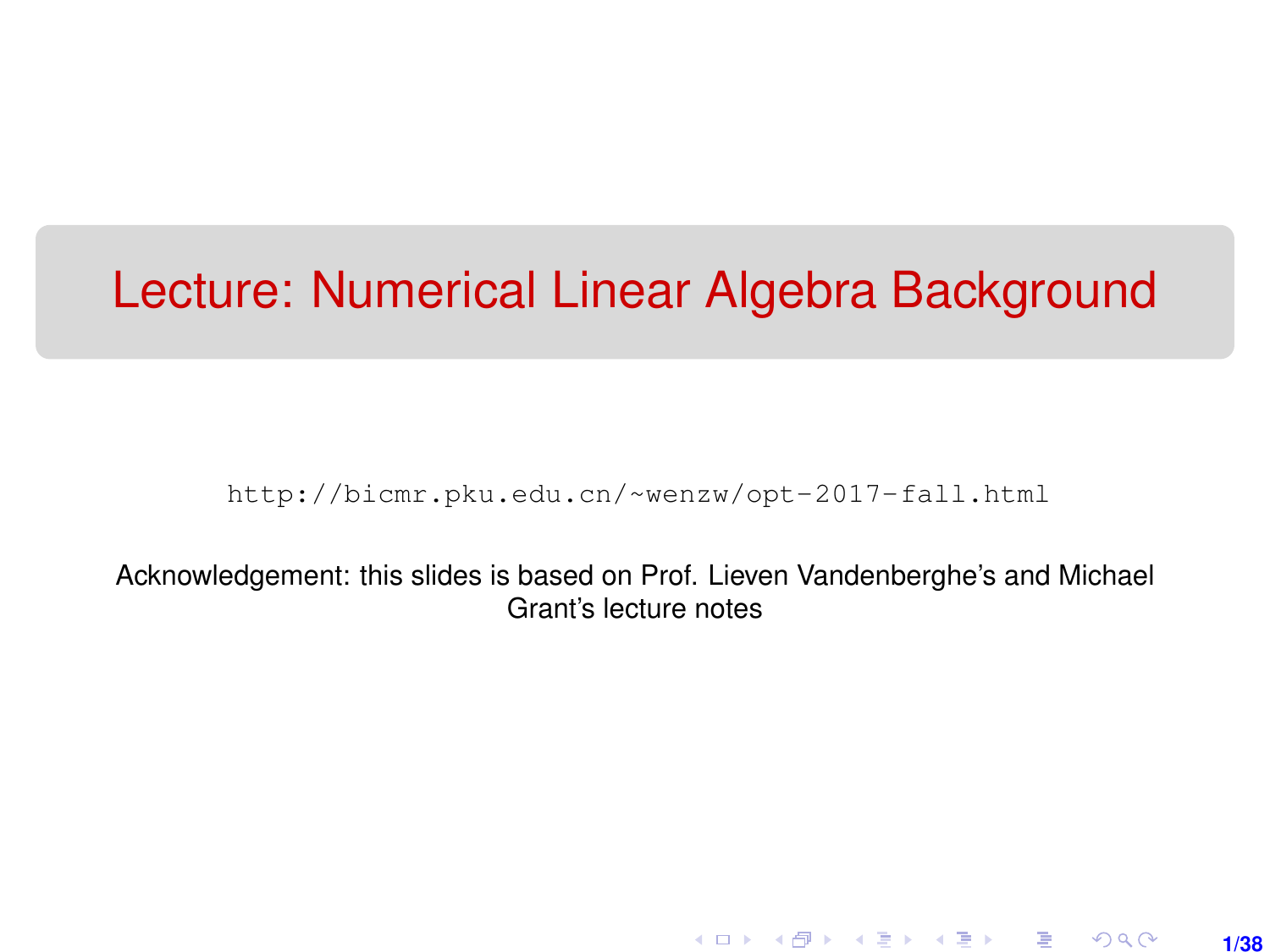# Lecture: Numerical Linear Algebra Background

http://bicmr.pku.edu.cn/~wenzw/opt-2017-fall.html

Acknowledgement: this slides is based on Prof. Lieven Vandenberghe's and Michael Grant's lecture notes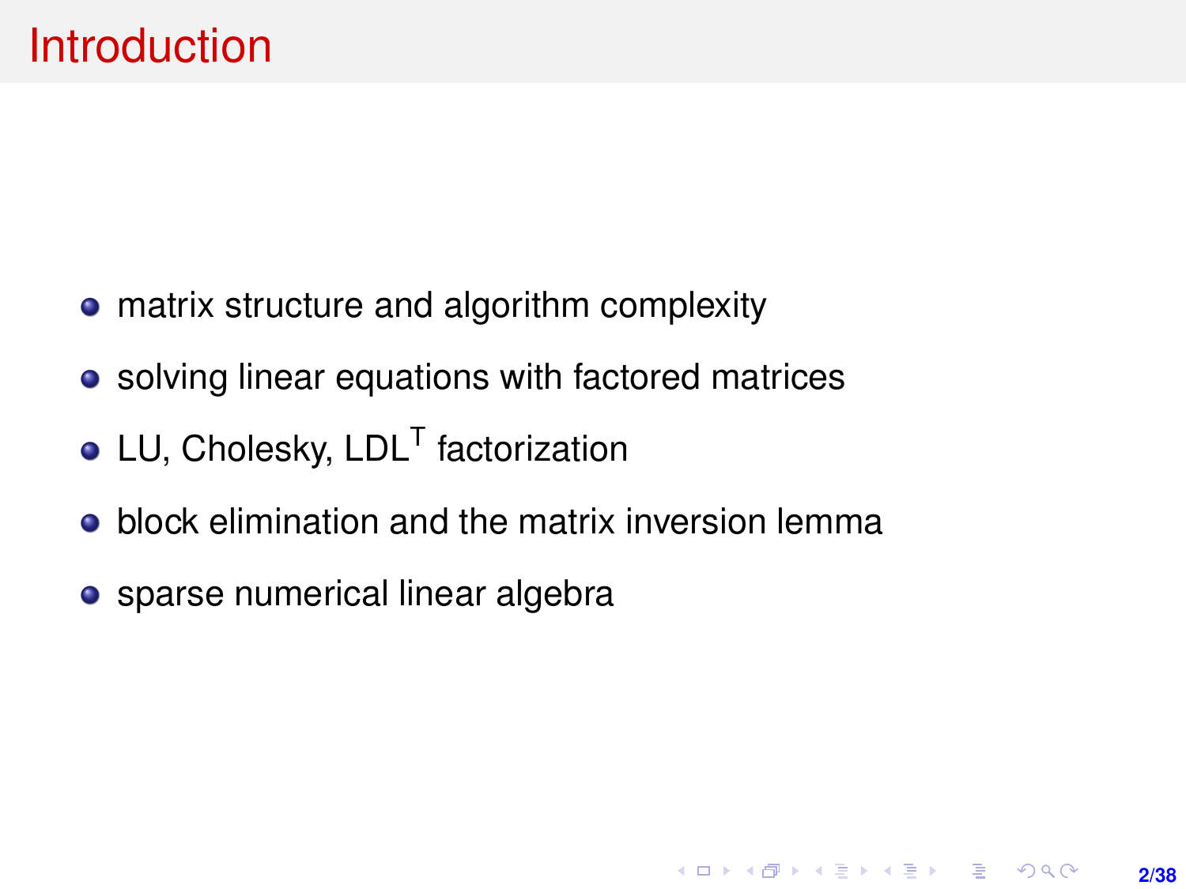# Introduction

- matrix structure and algorithm complexity
- solving linear equations with factored matrices
- LU, Cholesky, $LDL^T$ factorization
- block elimination and the matrix inversion lemma
- sparse numerical linear algebra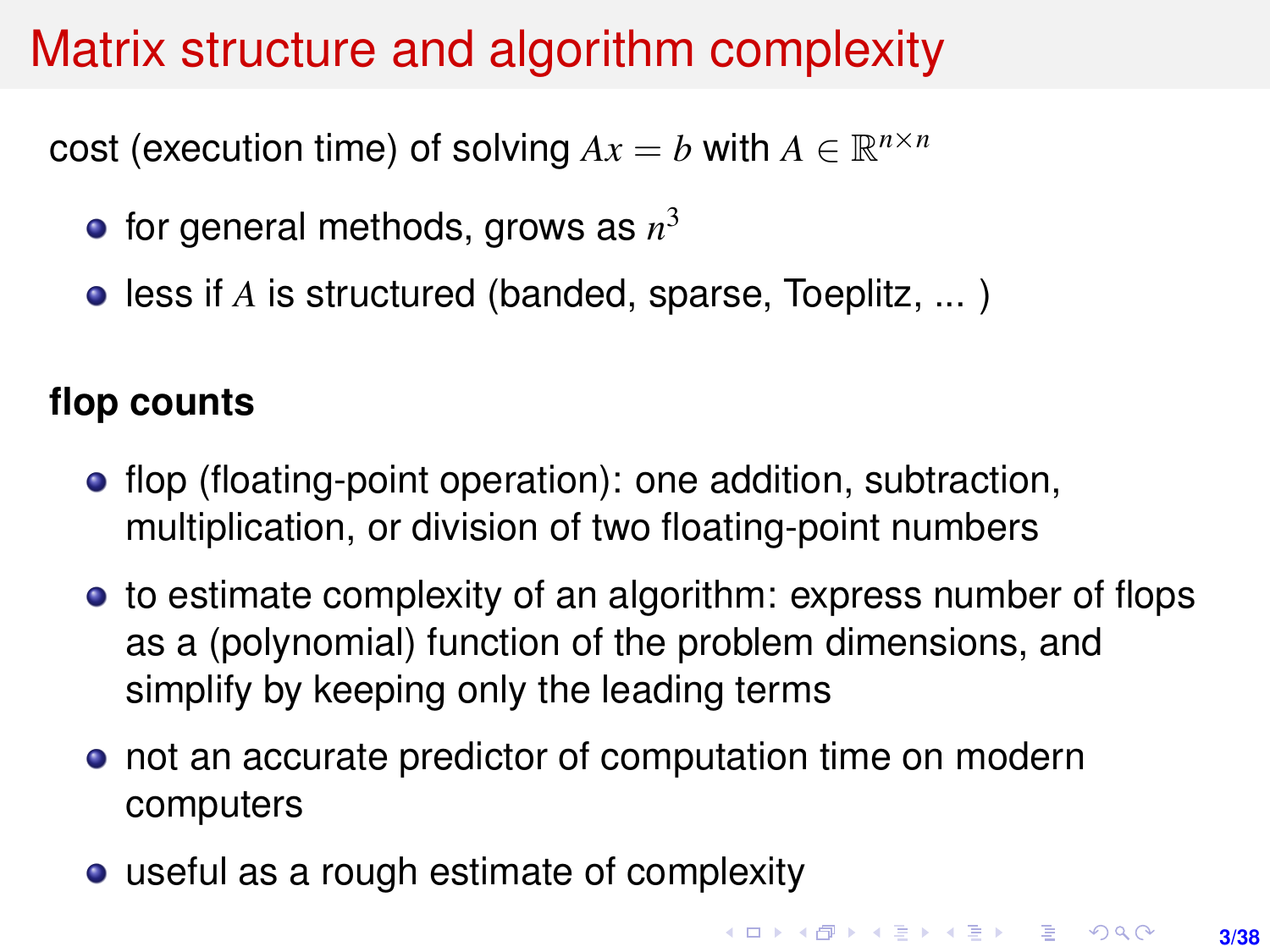# Matrix structure and algorithm complexity

cost (execution time) of solving $Ax = b$ with $A \in \mathbb{R}^{n \times n}$

- for general methods, grows as $n^3$
- less if $A$ is structured (banded, sparse, Toeplitz, ... )

**flop counts**

- flop (floating-point operation): one addition, subtraction, multiplication, or division of two floating-point numbers
- to estimate complexity of an algorithm: express number of flops as a (polynomial) function of the problem dimensions, and simplify by keeping only the leading terms
- not an accurate predictor of computation time on modern computers
- useful as a rough estimate of complexity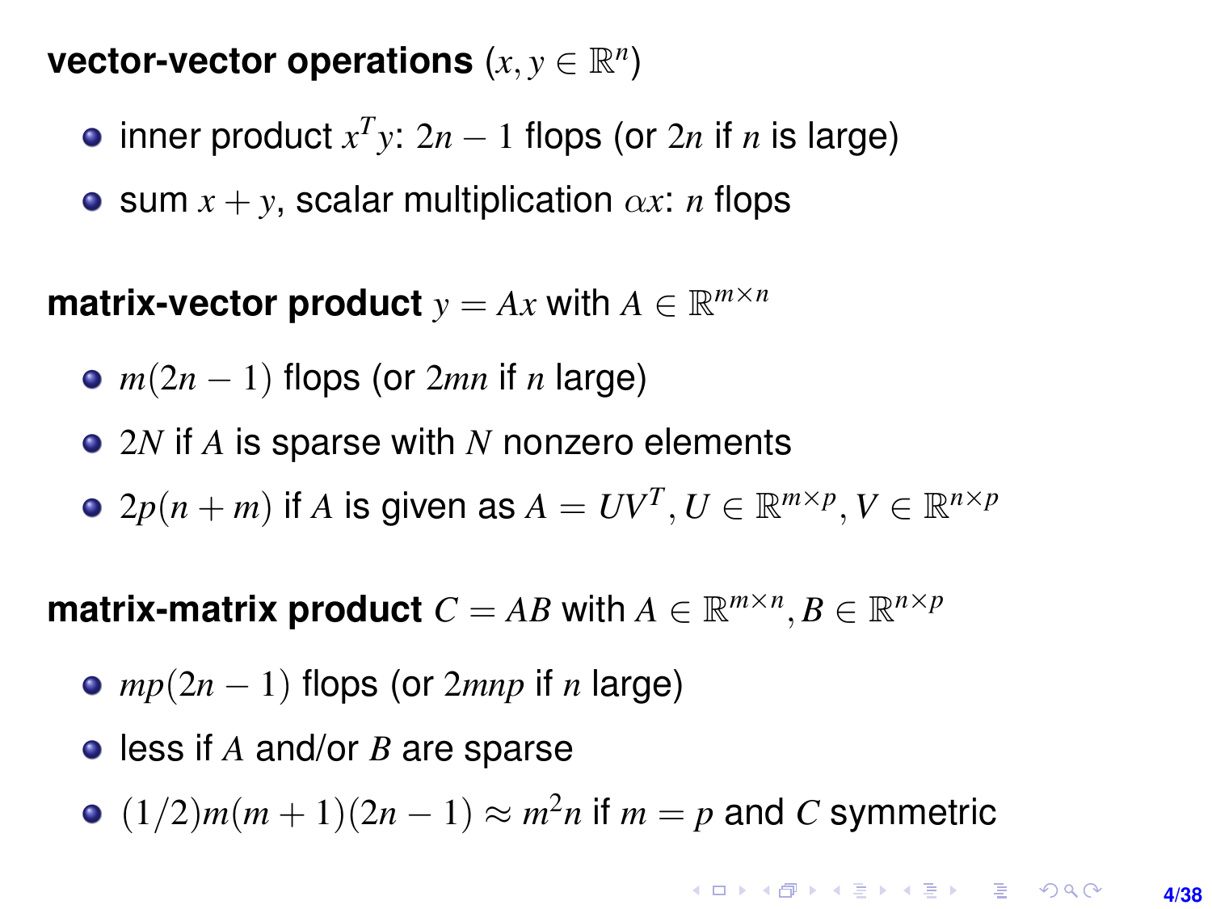**vector-vector operations** ($x, y \in \mathbb{R}^n$)

- inner product $x^T y$: $2n - 1$ flops (or $2n$ if $n$ is large)
- sum $x + y$, scalar multiplication $\alpha x$: $n$ flops

**matrix-vector product** $y = Ax$ with $A \in \mathbb{R}^{m \times n}$

- $m(2n - 1)$ flops (or $2mn$ if $n$ large)
- $2N$ if $A$ is sparse with $N$ nonzero elements
- $2p(n + m)$ if $A$ is given as $A = UV^T$, $U \in \mathbb{R}^{m \times p}$, $V \in \mathbb{R}^{n \times p}$

**matrix-matrix product** $C = AB$ with $A \in \mathbb{R}^{m \times n}, B \in \mathbb{R}^{n \times p}$

- $mp(2n - 1)$ flops (or $2mnp$ if $n$ large)
- less if $A$ and/or $B$ are sparse
- $(1/2)m(m + 1)(2n - 1) \approx m^2 n$ if $m = p$ and $C$ symmetric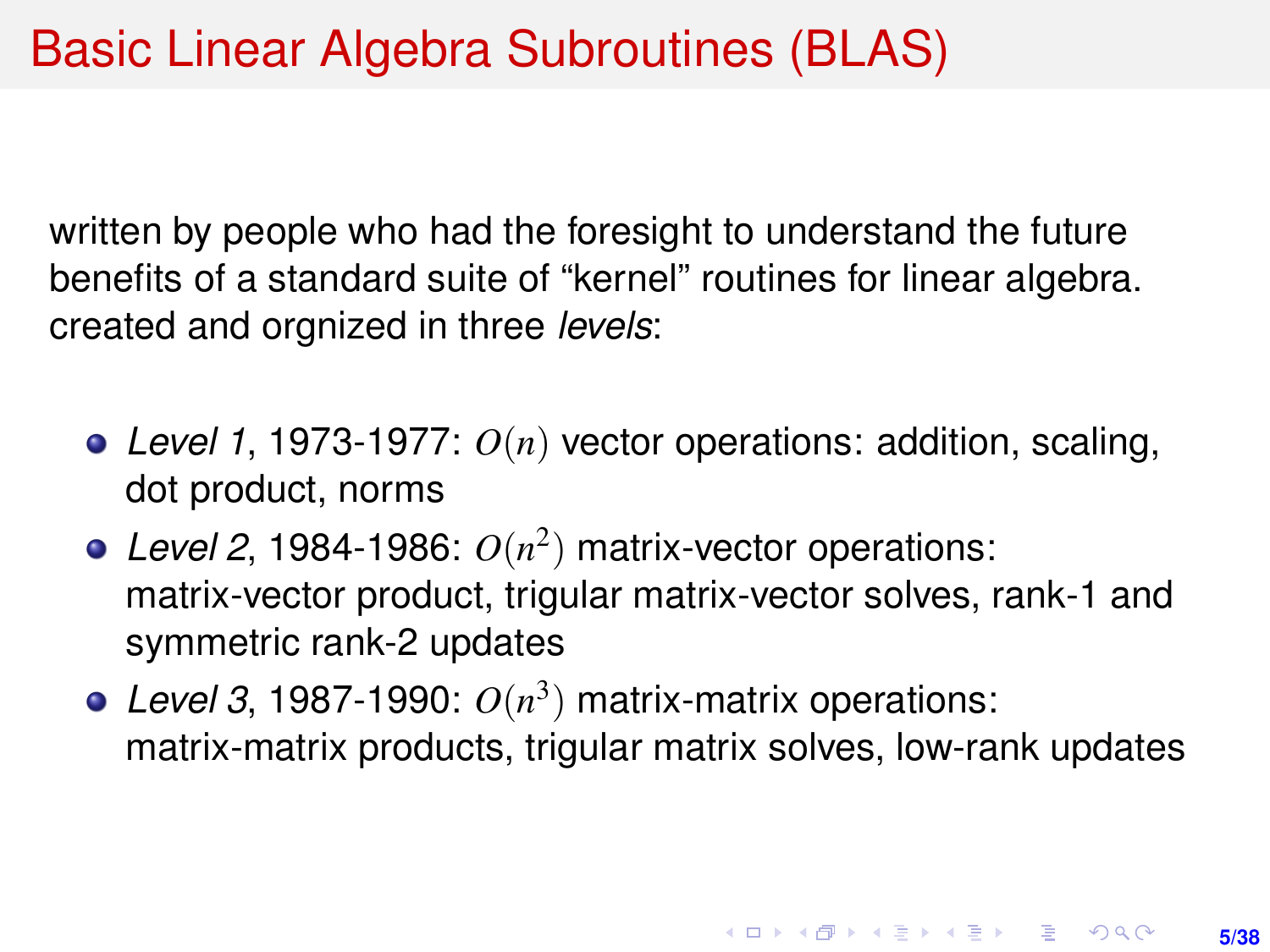# Basic Linear Algebra Subroutines (BLAS)

written by people who had the foresight to understand the future benefits of a standard suite of “kernel” routines for linear algebra. created and orgnized in three *levels*:

- *Level 1*, 1973-1977: $O(n)$ vector operations: addition, scaling, dot product, norms
- *Level 2*, 1984-1986: $O(n^2)$ matrix-vector operations: matrix-vector product, trigular matrix-vector solves, rank-1 and symmetric rank-2 updates
- *Level 3*, 1987-1990: $O(n^3)$ matrix-matrix operations: matrix-matrix products, trigular matrix solves, low-rank updates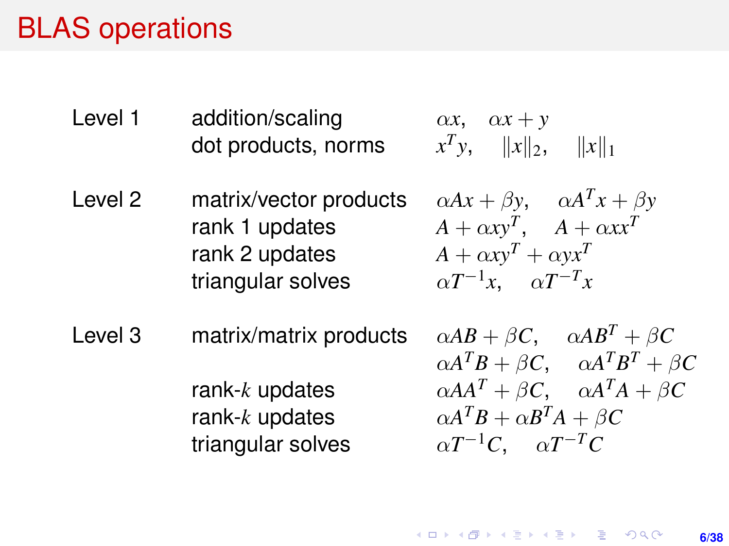# BLAS operations

| | | |
|---|---|---|
| Level 1 | addition/scaling | $\alpha x, \quad \alpha x + y$ |
| | dot products, norms | $x^T y, \quad \\|x\\|_2, \quad \\|x\\|_1$ |
| Level 2 | matrix/vector products | $\alpha A x + \beta y, \quad \alpha A^T x + \beta y$ |
| | rank 1 updates | $A + \alpha x y^T, \quad A + \alpha x x^T$ |
| | rank 2 updates | $A + \alpha x y^T + \alpha y x^T$ |
| | triangular solves | $\alpha T^{-1} x, \quad \alpha T^{-T} x$ |
| Level 3 | matrix/matrix products | $\alpha A B + \beta C, \quad \alpha A B^T + \beta C$ |
| | | $\alpha A^T B + \beta C, \quad \alpha A^T B^T + \beta C$ |
| | rank-$k$ updates | $\alpha A A^T + \beta C, \quad \alpha A^T A + \beta C$ |
| | rank-$k$ updates | $\alpha A^T B + \alpha B^T A + \beta C$ |
| | triangular solves | $\alpha T^{-1} C, \quad \alpha T^{-T} C$ |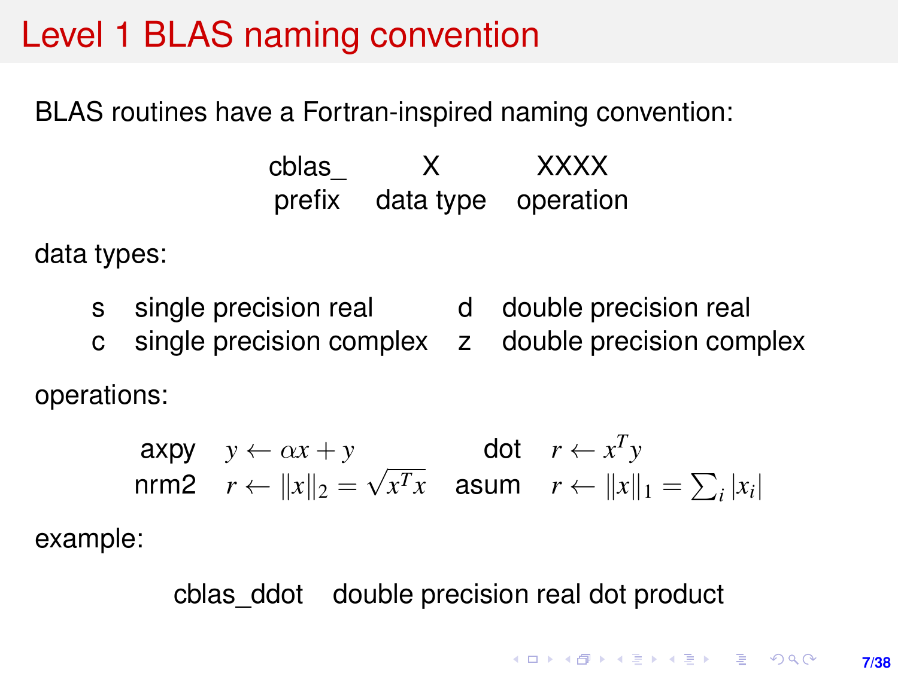# Level 1 BLAS naming convention

BLAS routines have a Fortran-inspired naming convention:

| cblas_ | X | XXXX |
|---|---|---|
| prefix | data type | operation |

data types:

| | | | |
|---|---|---|---|
| s | single precision real | d | double precision real |
| c | single precision complex | z | double precision complex |

operations:

| | | | |
|---|---|---|---|
| axpy | $y \leftarrow \alpha x + y$ | dot | $r \leftarrow x^T y$ |
| nrm2 | $r \leftarrow \lVert x \rVert_2 = \sqrt{x^T x}$ | asum | $r \leftarrow \lVert x \rVert_1 = \sum_i \lvert x_i \rvert$ |

example:

cblas_ddot    double precision real dot product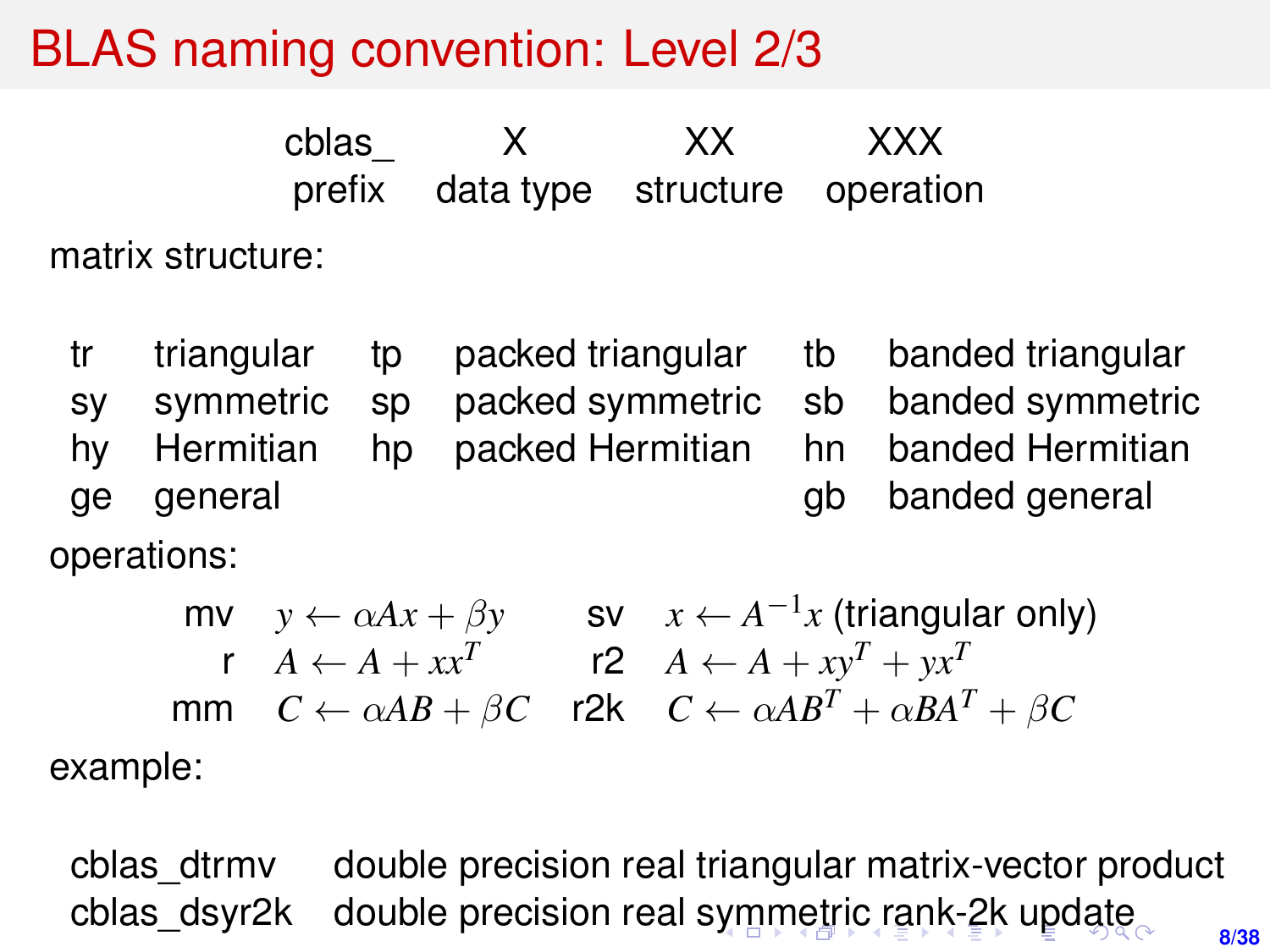# BLAS naming convention: Level 2/3

| cblas_ | X | XX | XXX |
|---|---|---|---|
| prefix | data type | structure | operation |

matrix structure:

| | | | | | |
|---|---|---|---|---|---|
| tr | triangular | tp | packed triangular | tb | banded triangular |
| sy | symmetric | sp | packed symmetric | sb | banded symmetric |
| hy | Hermitian | hp | packed Hermitian | hn | banded Hermitian |
| ge | general | | | gb | banded general |

operations:

| | | | |
|---|---|---|---|
| mv | $y \leftarrow \alpha Ax + \beta y$ | sv | $x \leftarrow A^{-1}x$ (triangular only) |
| r | $A \leftarrow A + xx^T$ | r2 | $A \leftarrow A + xy^T + yx^T$ |
| mm | $C \leftarrow \alpha AB + \beta C$ | r2k | $C \leftarrow \alpha AB^T + \alpha BA^T + \beta C$ |

example:

| | |
|---|---|
| cblas_dtrmv | double precision real triangular matrix-vector product |
| cblas_dsyr2k | double precision real symmetric rank-2k update |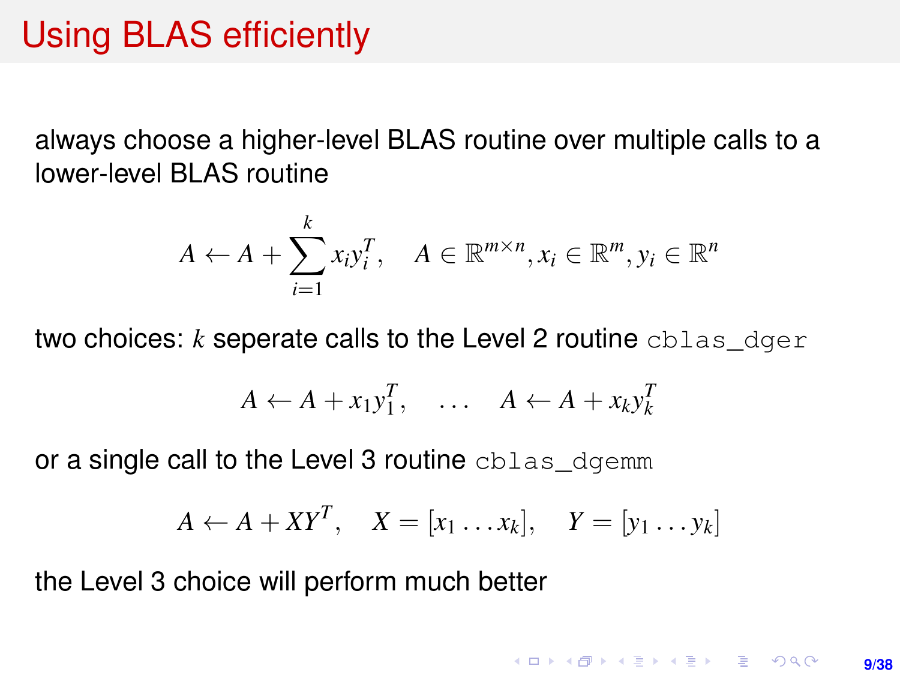# Using BLAS efficiently

always choose a higher-level BLAS routine over multiple calls to a lower-level BLAS routine

$$A \leftarrow A + \sum_{i=1}^{k} x_i y_i^T, \quad A \in \mathbb{R}^{m \times n}, x_i \in \mathbb{R}^m, y_i \in \mathbb{R}^n$$

two choices: $k$ seperate calls to the Level 2 routine `cblas_dger`

$$A \leftarrow A + x_1 y_1^T, \quad \ldots \quad A \leftarrow A + x_k y_k^T$$

or a single call to the Level 3 routine `cblas_dgemm`

$$A \leftarrow A + XY^T, \quad X = [x_1 \ldots x_k], \quad Y = [y_1 \ldots y_k]$$

the Level 3 choice will perform much better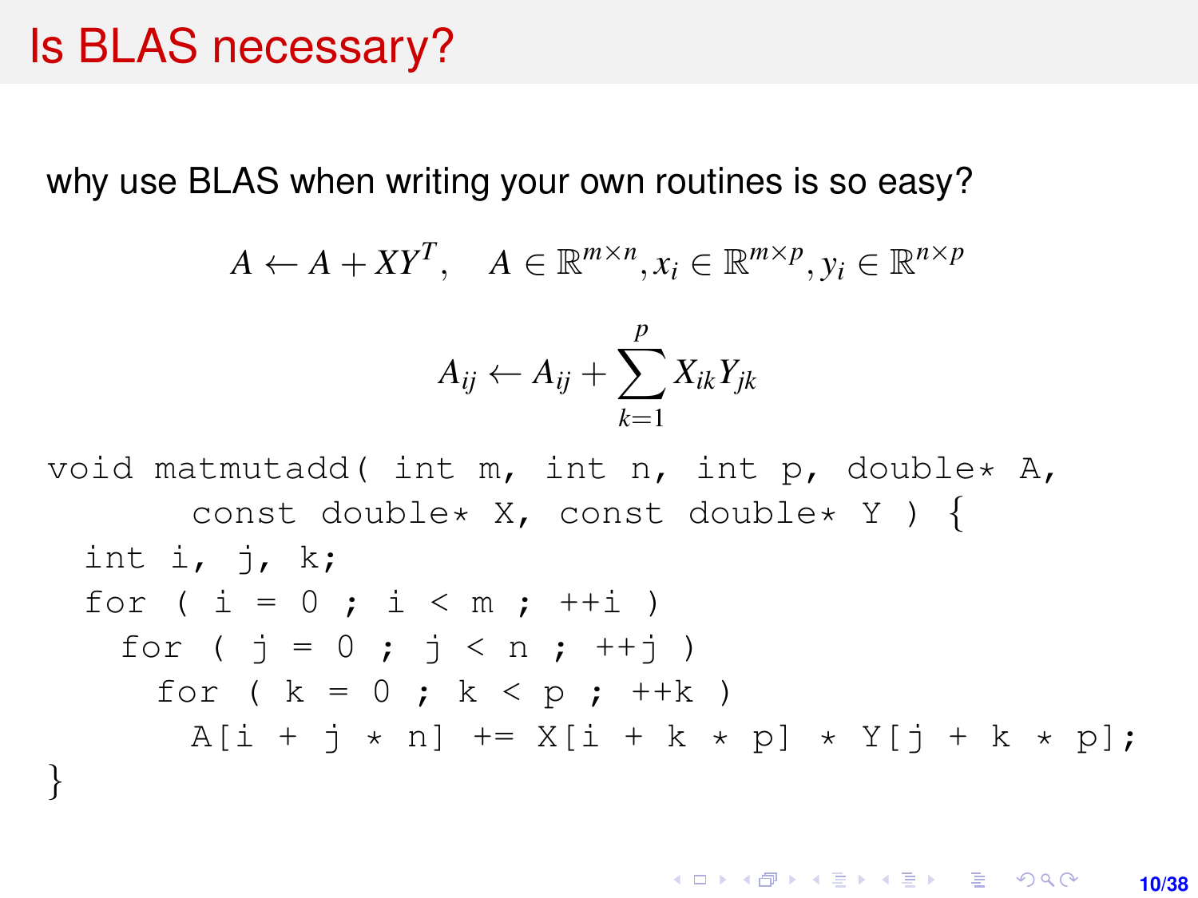# Is BLAS necessary?

why use BLAS when writing your own routines is so easy?

$$A \leftarrow A + XY^T, \quad A \in \mathbb{R}^{m \times n}, x_i \in \mathbb{R}^{m \times p}, y_i \in \mathbb{R}^{n \times p}$$

$$A_{ij} \leftarrow A_{ij} + \sum_{k=1}^{p} X_{ik} Y_{jk}$$

```
void matmutadd( int m, int n, int p, double* A,
       const double* X, const double* Y ) {
  int i, j, k;
  for ( i = 0 ; i < m ; ++i )
    for ( j = 0 ; j < n ; ++j )
      for ( k = 0 ; k < p ; ++k )
        A[i + j * n] += X[i + k * p] * Y[j + k * p];
}
```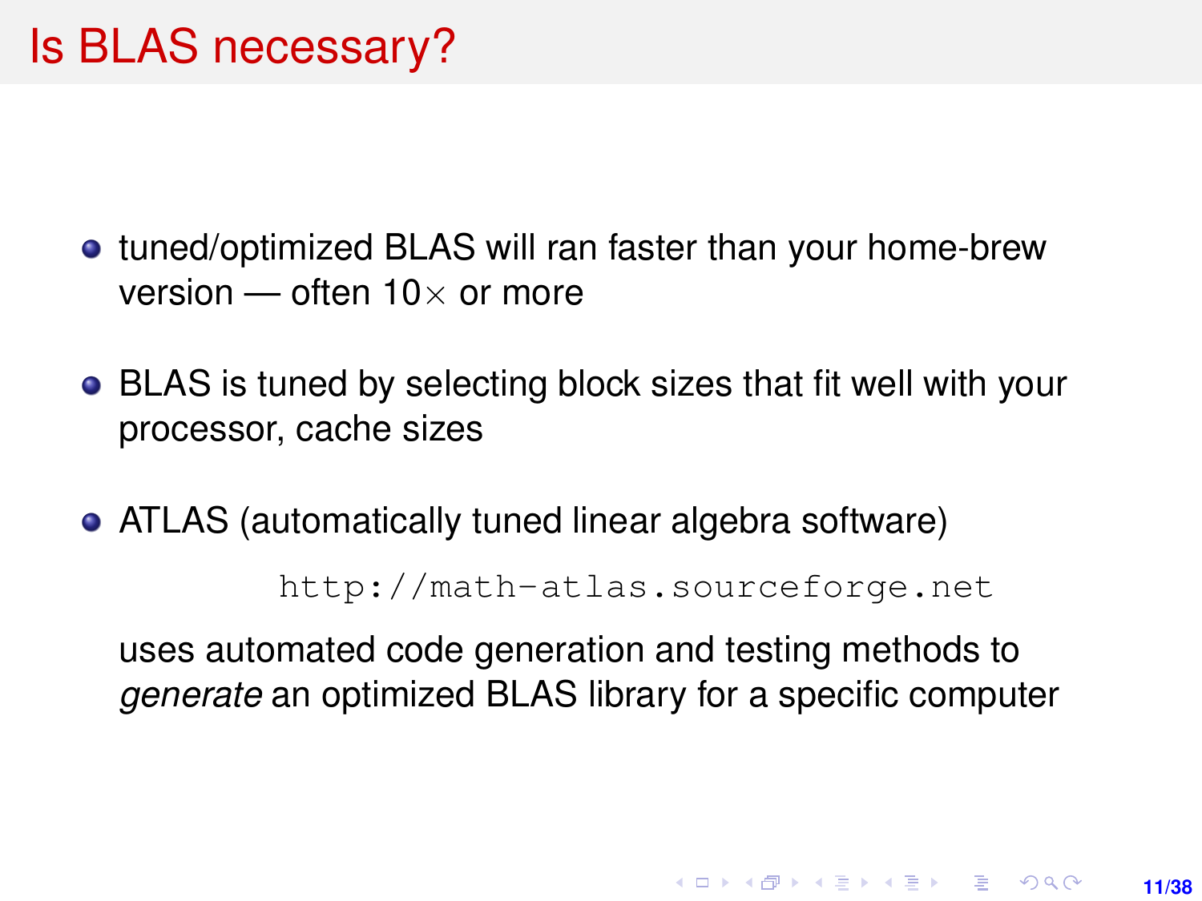# Is BLAS necessary?

- tuned/optimized BLAS will ran faster than your home-brew version — often $10\times$ or more
- BLAS is tuned by selecting block sizes that fit well with your processor, cache sizes
- ATLAS (automatically tuned linear algebra software)

  `http://math-atlas.sourceforge.net`

  uses automated code generation and testing methods to *generate* an optimized BLAS library for a specific computer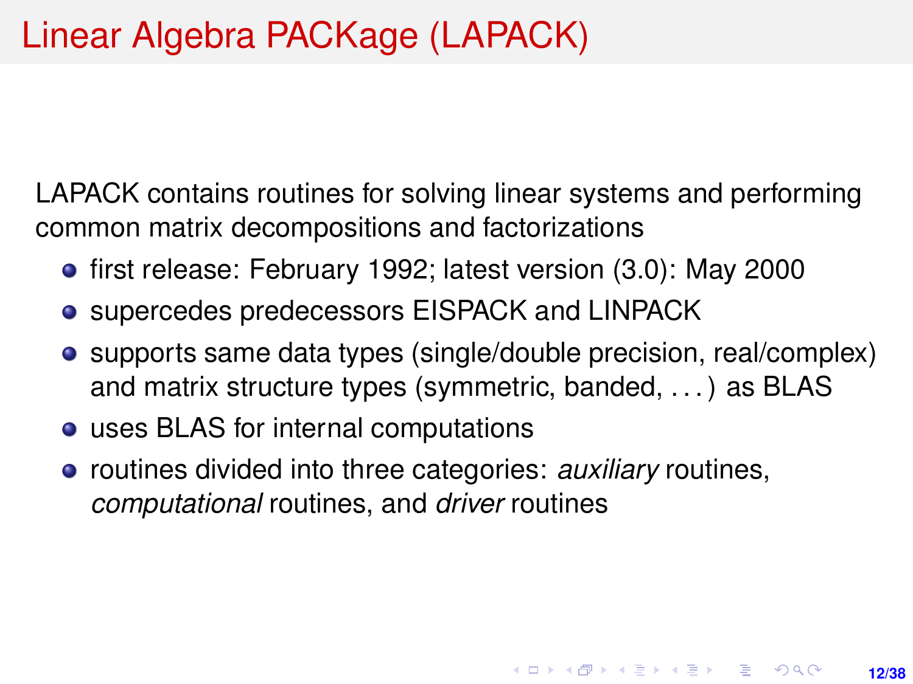# Linear Algebra PACKage (LAPACK)

LAPACK contains routines for solving linear systems and performing common matrix decompositions and factorizations

- first release: February 1992; latest version (3.0): May 2000
- supercedes predecessors EISPACK and LINPACK
- supports same data types (single/double precision, real/complex) and matrix structure types (symmetric, banded, . . . ) as BLAS
- uses BLAS for internal computations
- routines divided into three categories: *auxiliary* routines, *computational* routines, and *driver* routines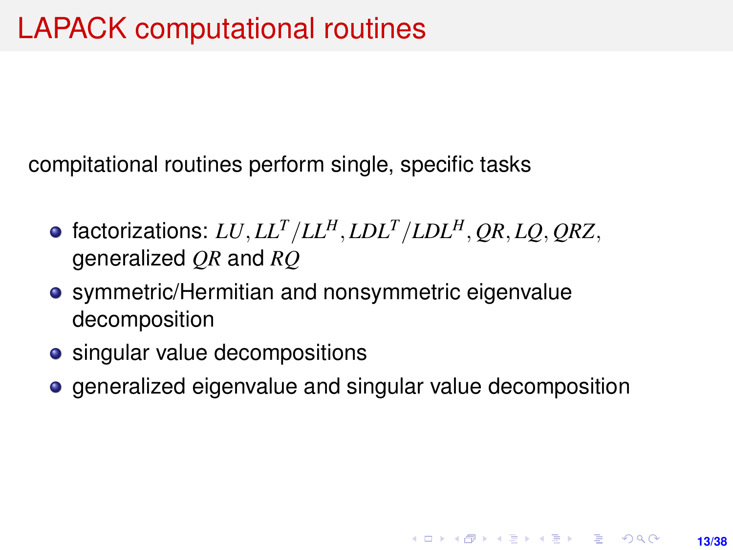# LAPACK computational routines

compitational routines perform single, specific tasks

- factorizations: $LU, LL^T/LL^H, LDL^T/LDL^H, QR, LQ, QRZ$, generalized $QR$ and $RQ$
- symmetric/Hermitian and nonsymmetric eigenvalue decomposition
- singular value decompositions
- generalized eigenvalue and singular value decomposition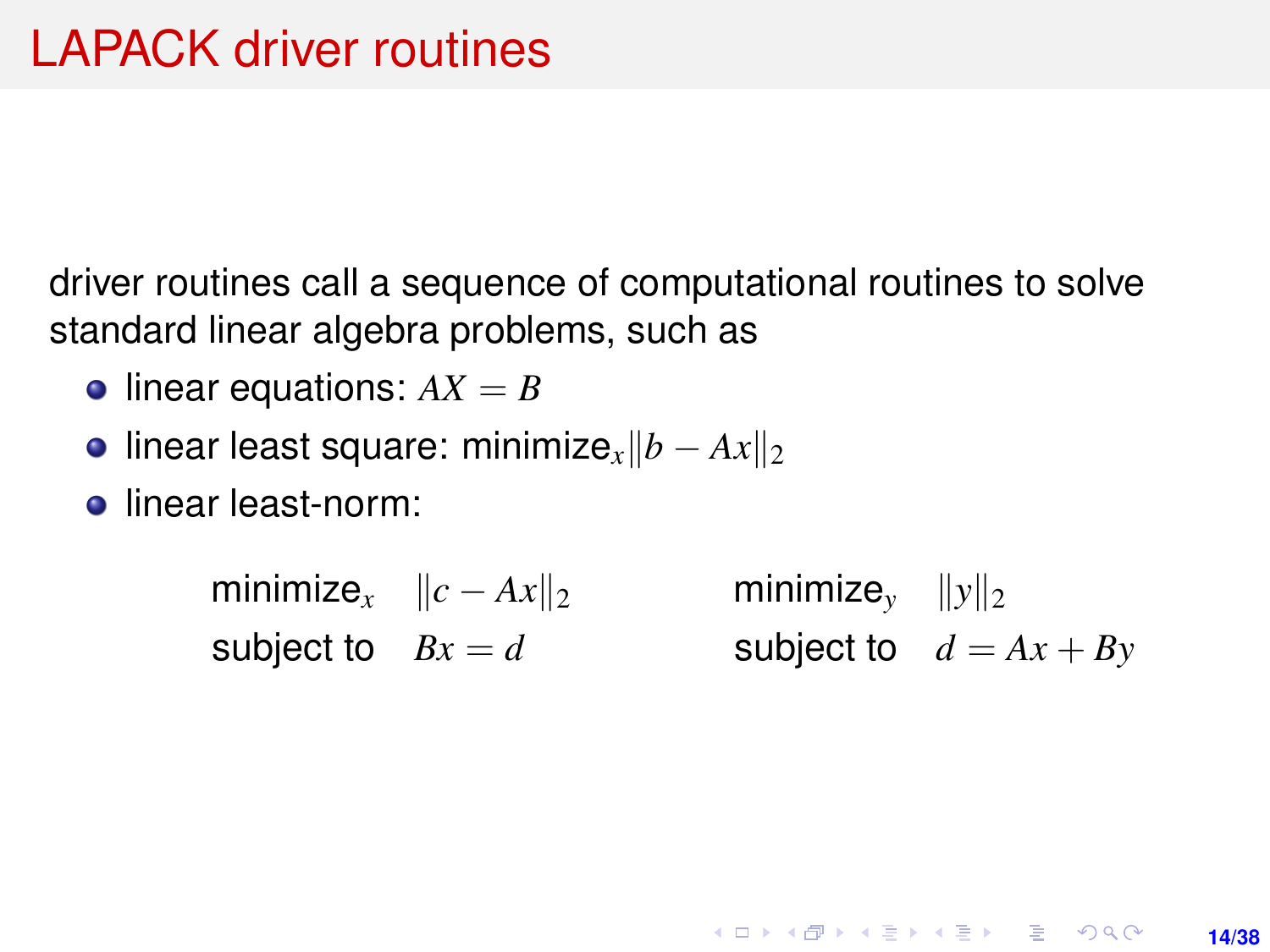# LAPACK driver routines

driver routines call a sequence of computational routines to solve standard linear algebra problems, such as

- linear equations: $AX = B$
- linear least square: minimize$_x \|b - Ax\|_2$
- linear least-norm:

$$
\begin{array}{ll} \text{minimize}_x & \|c - Ax\|_2 \\ \text{subject to} & Bx = d \end{array}
\qquad\qquad
\begin{array}{ll} \text{minimize}_y & \|y\|_2 \\ \text{subject to} & d = Ax + By \end{array}
$$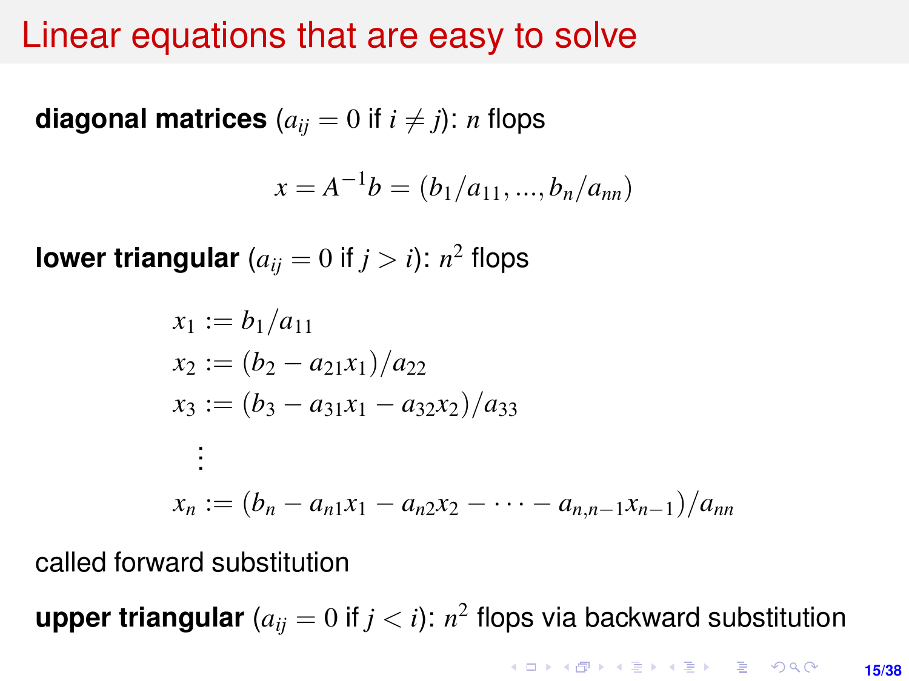# Linear equations that are easy to solve

**diagonal matrices** ($a_{ij} = 0$ if $i \neq j$): $n$ flops

$$x = A^{-1}b = (b_1/a_{11}, ..., b_n/a_{nn})$$

**lower triangular** ($a_{ij} = 0$ if $j > i$): $n^2$ flops

$$\begin{aligned}
x_1 &:= b_1/a_{11} \\
x_2 &:= (b_2 - a_{21}x_1)/a_{22} \\
x_3 &:= (b_3 - a_{31}x_1 - a_{32}x_2)/a_{33} \\
&\vdots \\
x_n &:= (b_n - a_{n1}x_1 - a_{n2}x_2 - \cdots - a_{n,n-1}x_{n-1})/a_{nn}
\end{aligned}$$

called forward substitution

**upper triangular** ($a_{ij} = 0$ if $j < i$): $n^2$ flops via backward substitution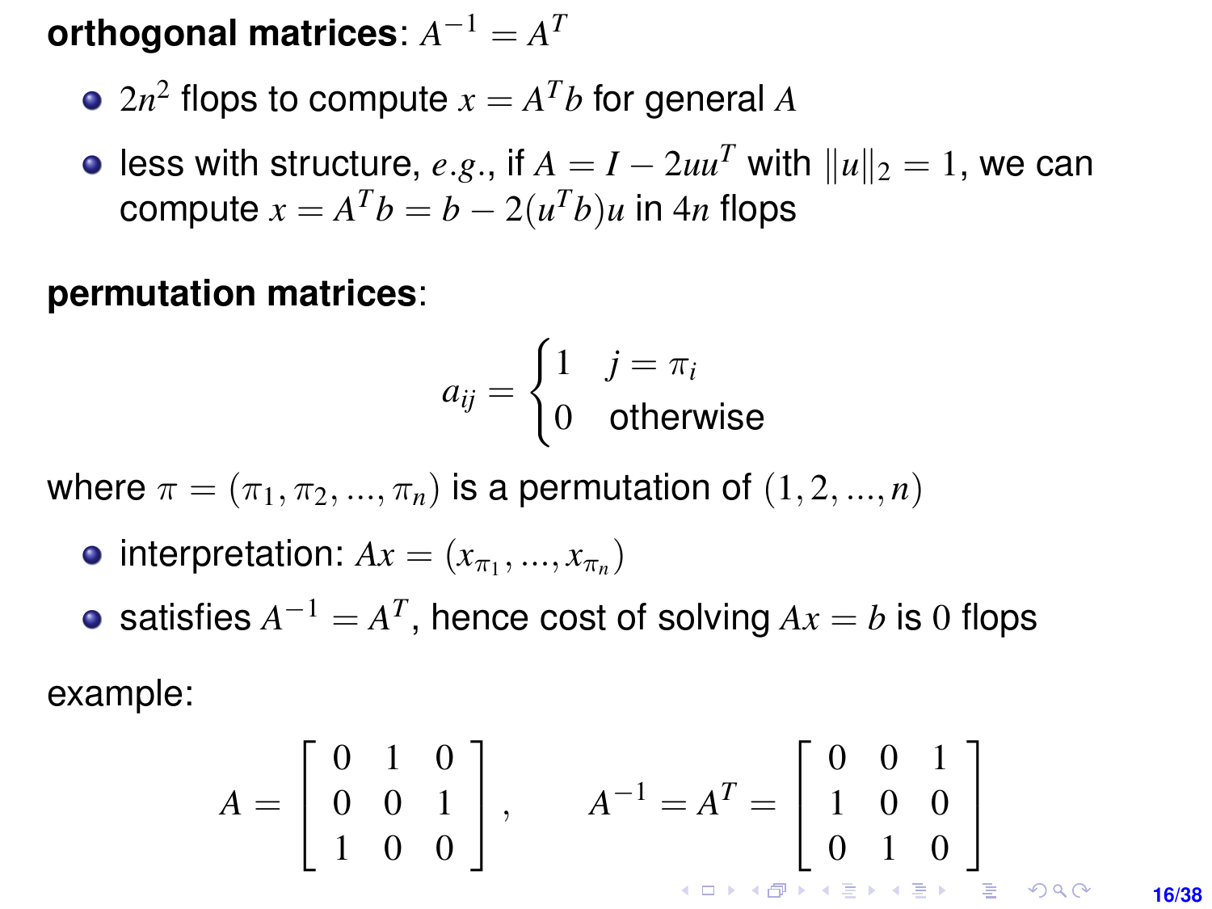**orthogonal matrices**: $A^{-1} = A^T$

- $2n^2$ flops to compute $x = A^T b$ for general $A$
- less with structure, *e.g.*, if $A = I - 2uu^T$ with $\|u\|_2 = 1$, we can compute $x = A^T b = b - 2(u^T b)u$ in $4n$ flops

**permutation matrices**:

$$a_{ij} = \begin{cases} 1 & j = \pi_i \\ 0 & \text{otherwise} \end{cases}$$

where $\pi = (\pi_1, \pi_2, ..., \pi_n)$ is a permutation of $(1, 2, ..., n)$

- interpretation: $Ax = (x_{\pi_1}, ..., x_{\pi_n})$
- satisfies $A^{-1} = A^T$, hence cost of solving $Ax = b$ is $0$ flops

example:

$$A = \begin{bmatrix} 0 & 1 & 0 \\ 0 & 0 & 1 \\ 1 & 0 & 0 \end{bmatrix}, \qquad A^{-1} = A^T = \begin{bmatrix} 0 & 0 & 1 \\ 1 & 0 & 0 \\ 0 & 1 & 0 \end{bmatrix}$$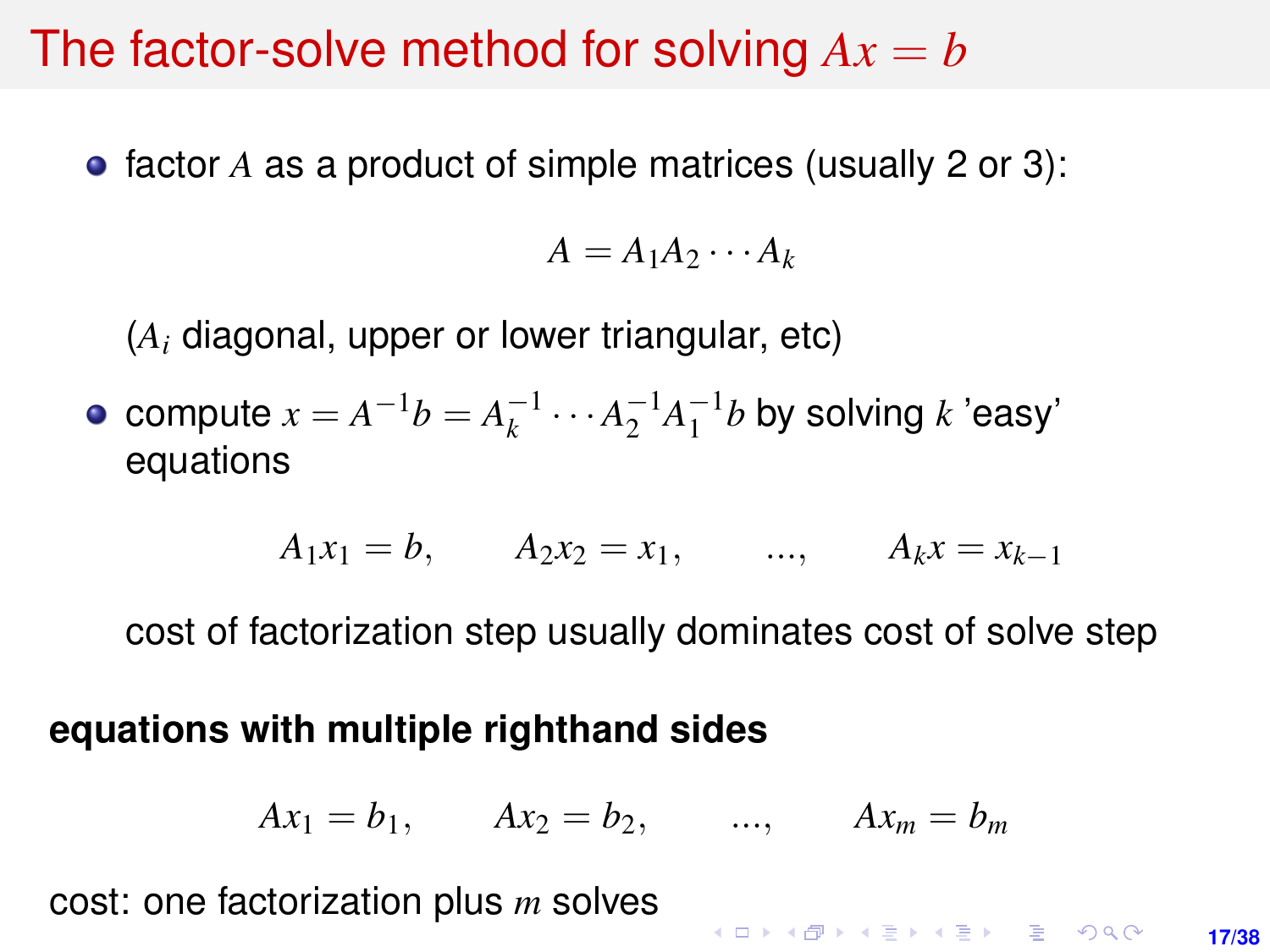# The factor-solve method for solving $Ax = b$

- factor $A$ as a product of simple matrices (usually 2 or 3):

$$A = A_1 A_2 \cdots A_k$$

  ($A_i$ diagonal, upper or lower triangular, etc)

- compute $x = A^{-1}b = A_k^{-1} \cdots A_2^{-1} A_1^{-1} b$ by solving $k$ 'easy' equations

$$A_1 x_1 = b, \qquad A_2 x_2 = x_1, \qquad \ldots, \qquad A_k x = x_{k-1}$$

  cost of factorization step usually dominates cost of solve step

**equations with multiple righthand sides**

$$A x_1 = b_1, \qquad A x_2 = b_2, \qquad \ldots, \qquad A x_m = b_m$$

cost: one factorization plus $m$ solves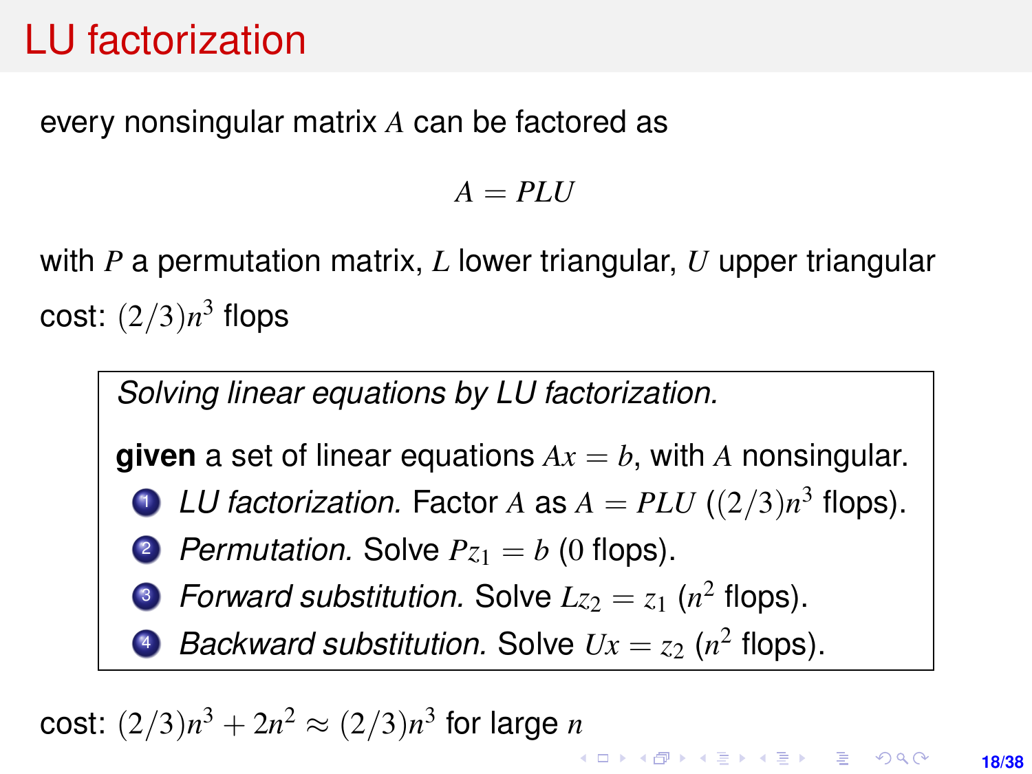# LU factorization

every nonsingular matrix $A$ can be factored as

$$A = PLU$$

with $P$ a permutation matrix, $L$ lower triangular, $U$ upper triangular

cost: $(2/3)n^3$ flops

> *Solving linear equations by LU factorization.*
>
> **given** a set of linear equations $Ax = b$, with $A$ nonsingular.
>
> 1. *LU factorization.* Factor $A$ as $A = PLU$ ($(2/3)n^3$ flops).
> 2. *Permutation.* Solve $Pz_1 = b$ (0 flops).
> 3. *Forward substitution.* Solve $Lz_2 = z_1$ ($n^2$ flops).
> 4. *Backward substitution.* Solve $Ux = z_2$ ($n^2$ flops).

cost: $(2/3)n^3 + 2n^2 \approx (2/3)n^3$ for large $n$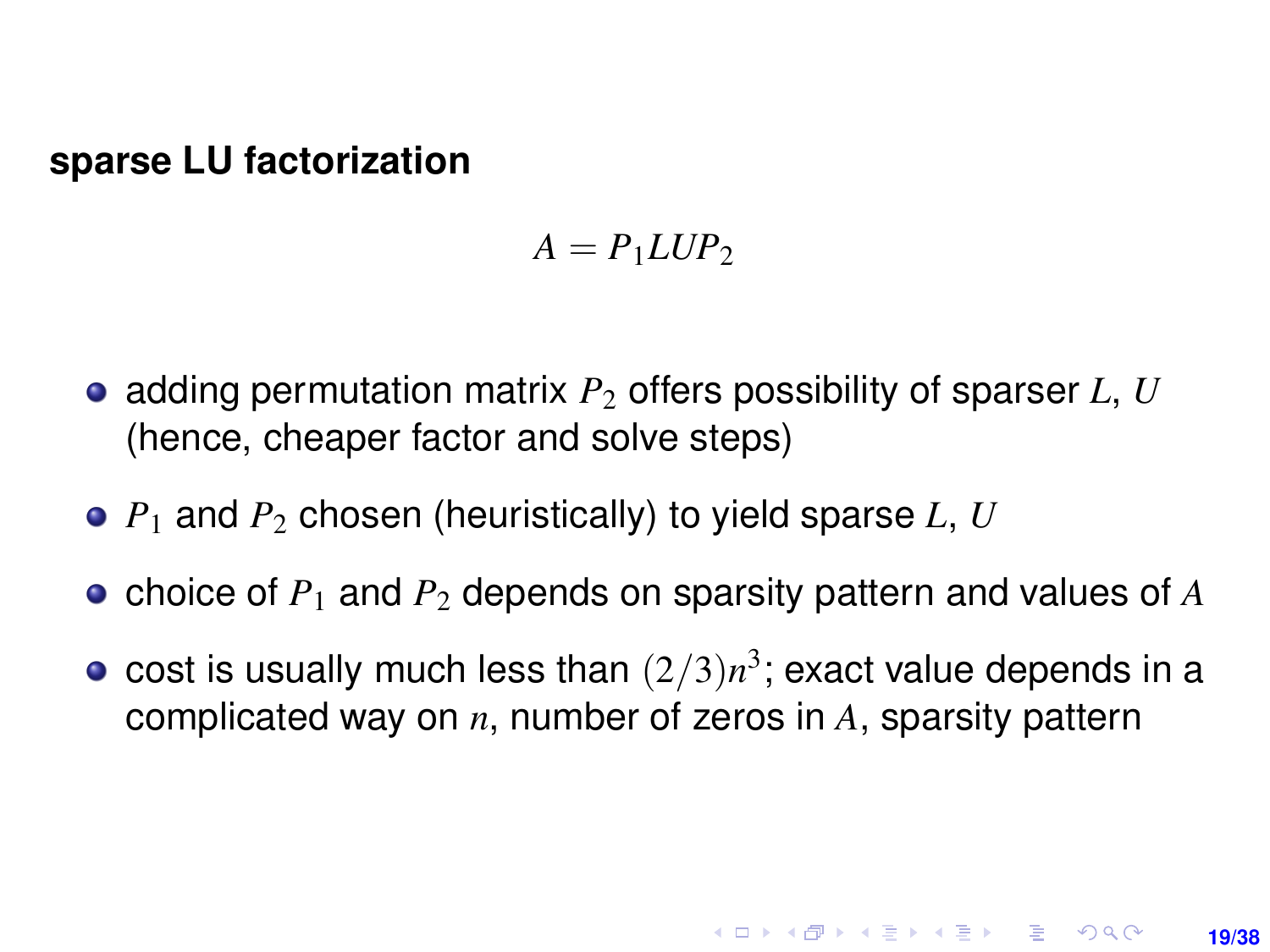**sparse LU factorization**

$$A = P_1 L U P_2$$

- adding permutation matrix $P_2$ offers possibility of sparser $L$, $U$ (hence, cheaper factor and solve steps)
- $P_1$ and $P_2$ chosen (heuristically) to yield sparse $L$, $U$
- choice of $P_1$ and $P_2$ depends on sparsity pattern and values of $A$
- cost is usually much less than $(2/3)n^3$; exact value depends in a complicated way on $n$, number of zeros in $A$, sparsity pattern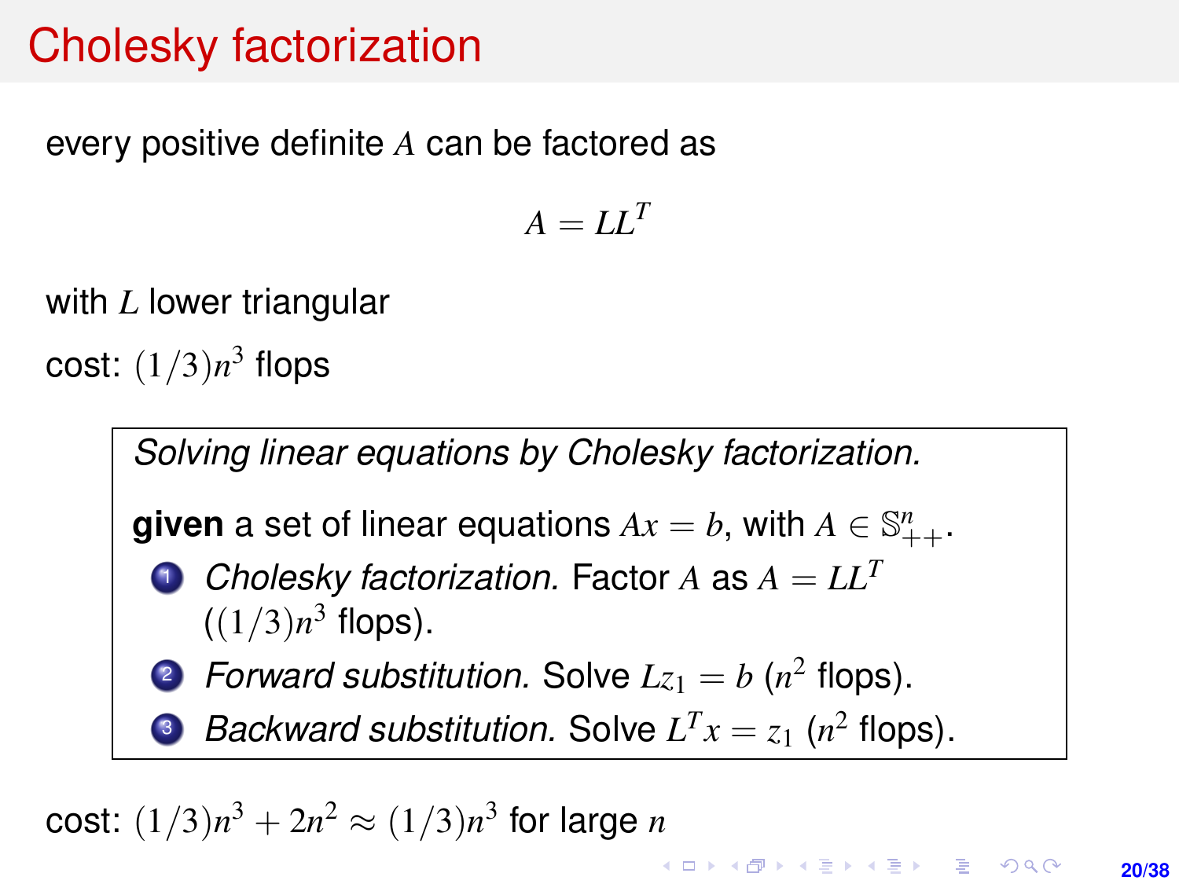# Cholesky factorization

every positive definite $A$ can be factored as

$$A = LL^T$$

with $L$ lower triangular

cost: $(1/3)n^3$ flops

*Solving linear equations by Cholesky factorization.*

**given** a set of linear equations $Ax = b$, with $A \in \mathbb{S}^n_{++}$.

1. *Cholesky factorization.* Factor $A$ as $A = LL^T$ ($(1/3)n^3$ flops).
2. *Forward substitution.* Solve $Lz_1 = b$ ($n^2$ flops).
3. *Backward substitution.* Solve $L^T x = z_1$ ($n^2$ flops).

cost: $(1/3)n^3 + 2n^2 \approx (1/3)n^3$ for large $n$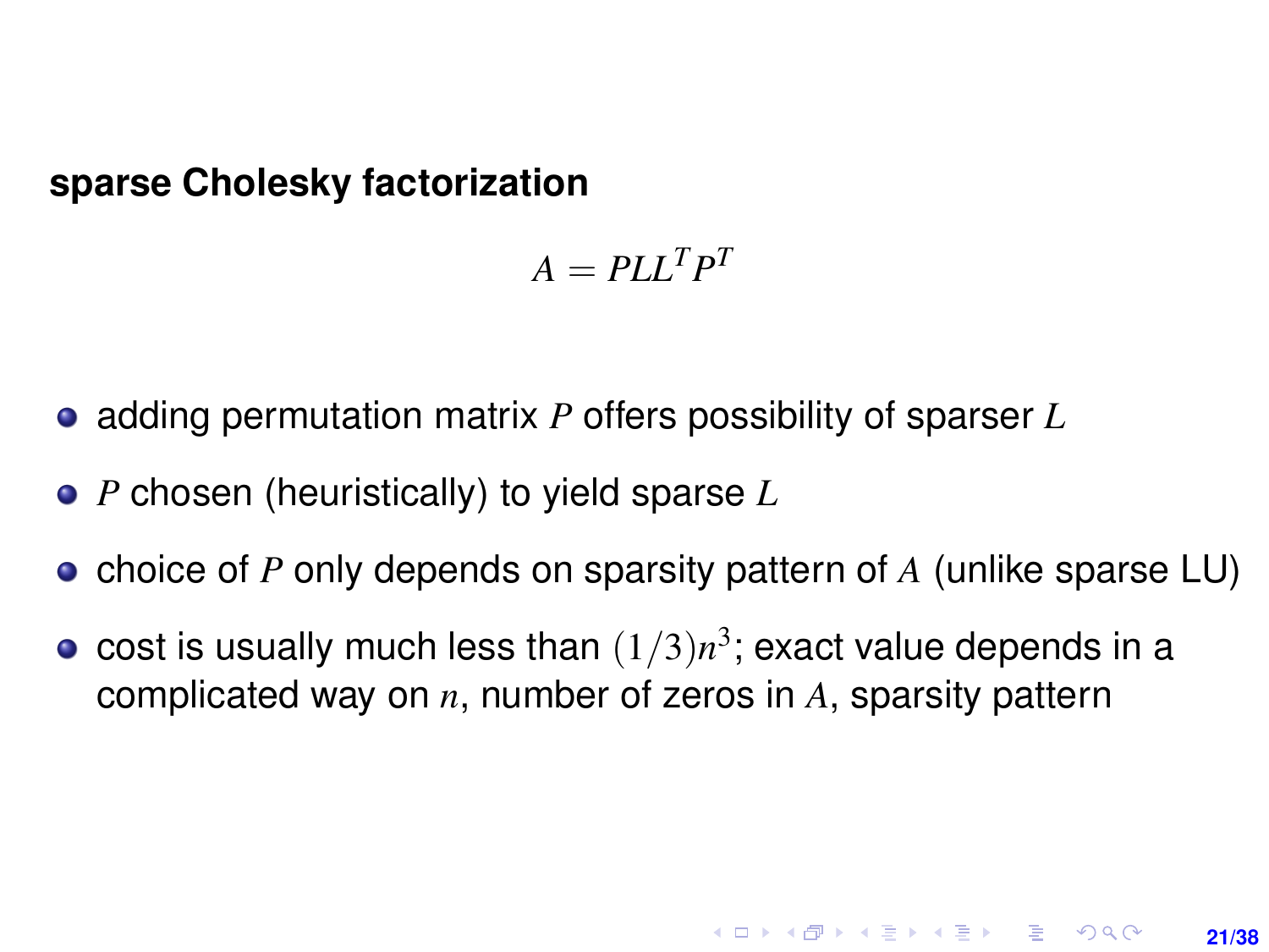**sparse Cholesky factorization**

$$A = PLL^TP^T$$

- adding permutation matrix $P$ offers possibility of sparser $L$
- $P$ chosen (heuristically) to yield sparse $L$
- choice of $P$ only depends on sparsity pattern of $A$ (unlike sparse LU)
- cost is usually much less than $(1/3)n^3$; exact value depends in a complicated way on $n$, number of zeros in $A$, sparsity pattern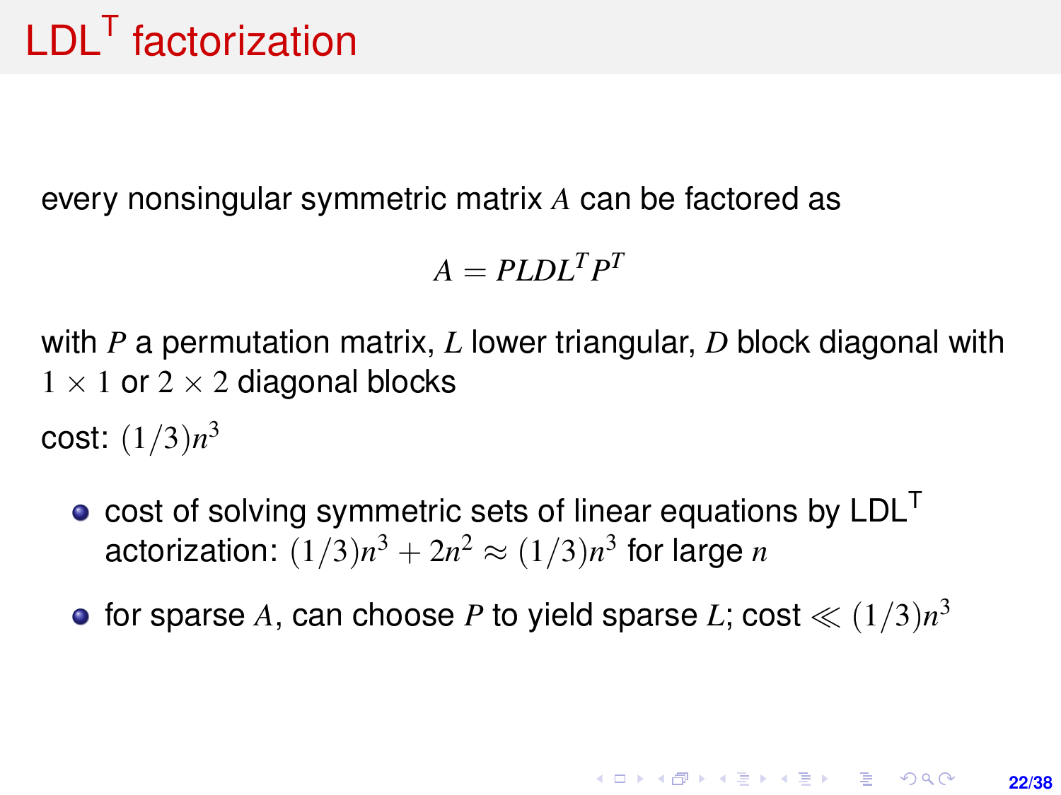# LDL$^T$ factorization

every nonsingular symmetric matrix $A$ can be factored as

$$A = PLDL^T P^T$$

with $P$ a permutation matrix, $L$ lower triangular, $D$ block diagonal with $1 \times 1$ or $2 \times 2$ diagonal blocks

cost: $(1/3)n^3$

- cost of solving symmetric sets of linear equations by LDL$^T$ actorization: $(1/3)n^3 + 2n^2 \approx (1/3)n^3$ for large $n$
- for sparse $A$, can choose $P$ to yield sparse $L$; cost $\ll (1/3)n^3$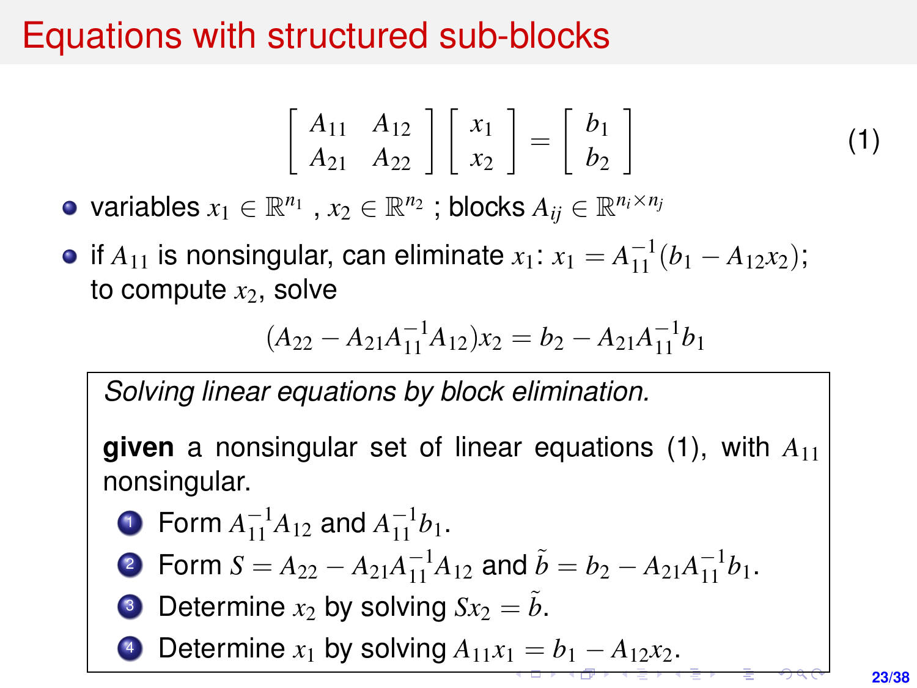# Equations with structured sub-blocks

$$
\begin{bmatrix} A_{11} & A_{12} \\ A_{21} & A_{22} \end{bmatrix} \begin{bmatrix} x_1 \\ x_2 \end{bmatrix} = \begin{bmatrix} b_1 \\ b_2 \end{bmatrix} \tag{1}
$$

- variables $x_1 \in \mathbb{R}^{n_1}$ , $x_2 \in \mathbb{R}^{n_2}$ ; blocks $A_{ij} \in \mathbb{R}^{n_i \times n_j}$
- if $A_{11}$ is nonsingular, can eliminate $x_1$: $x_1 = A_{11}^{-1}(b_1 - A_{12}x_2)$; to compute $x_2$, solve

$$
(A_{22} - A_{21}A_{11}^{-1}A_{12})x_2 = b_2 - A_{21}A_{11}^{-1}b_1
$$

*Solving linear equations by block elimination.*

**given** a nonsingular set of linear equations (1), with $A_{11}$ nonsingular.

1. Form $A_{11}^{-1}A_{12}$ and $A_{11}^{-1}b_1$.
2. Form $S = A_{22} - A_{21}A_{11}^{-1}A_{12}$ and $\tilde{b} = b_2 - A_{21}A_{11}^{-1}b_1$.
3. Determine $x_2$ by solving $Sx_2 = \tilde{b}$.
4. Determine $x_1$ by solving $A_{11}x_1 = b_1 - A_{12}x_2$.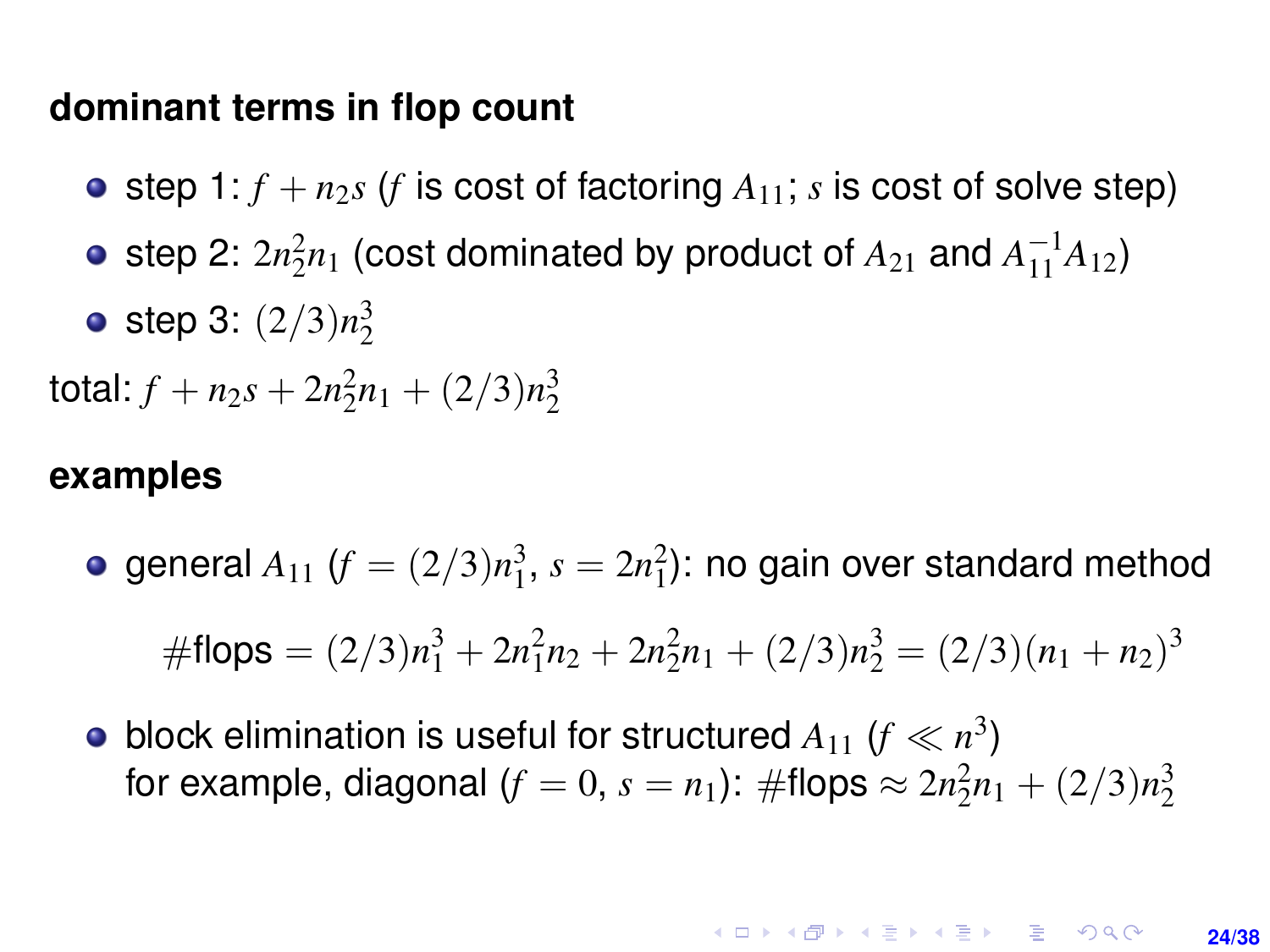**dominant terms in flop count**

- step 1: $f + n_2 s$ ($f$ is cost of factoring $A_{11}$; $s$ is cost of solve step)
- step 2: $2n_2^2 n_1$ (cost dominated by product of $A_{21}$ and $A_{11}^{-1}A_{12}$)
- step 3: $(2/3)n_2^3$

total: $f + n_2 s + 2n_2^2 n_1 + (2/3)n_2^3$

**examples**

- general $A_{11}$ ($f = (2/3)n_1^3$, $s = 2n_1^2$): no gain over standard method

$$\#\text{flops} = (2/3)n_1^3 + 2n_1^2 n_2 + 2n_2^2 n_1 + (2/3)n_2^3 = (2/3)(n_1 + n_2)^3$$

- block elimination is useful for structured $A_{11}$ ($f \ll n^3$)
  for example, diagonal ($f = 0$, $s = n_1$): $\#\text{flops} \approx 2n_2^2 n_1 + (2/3)n_2^3$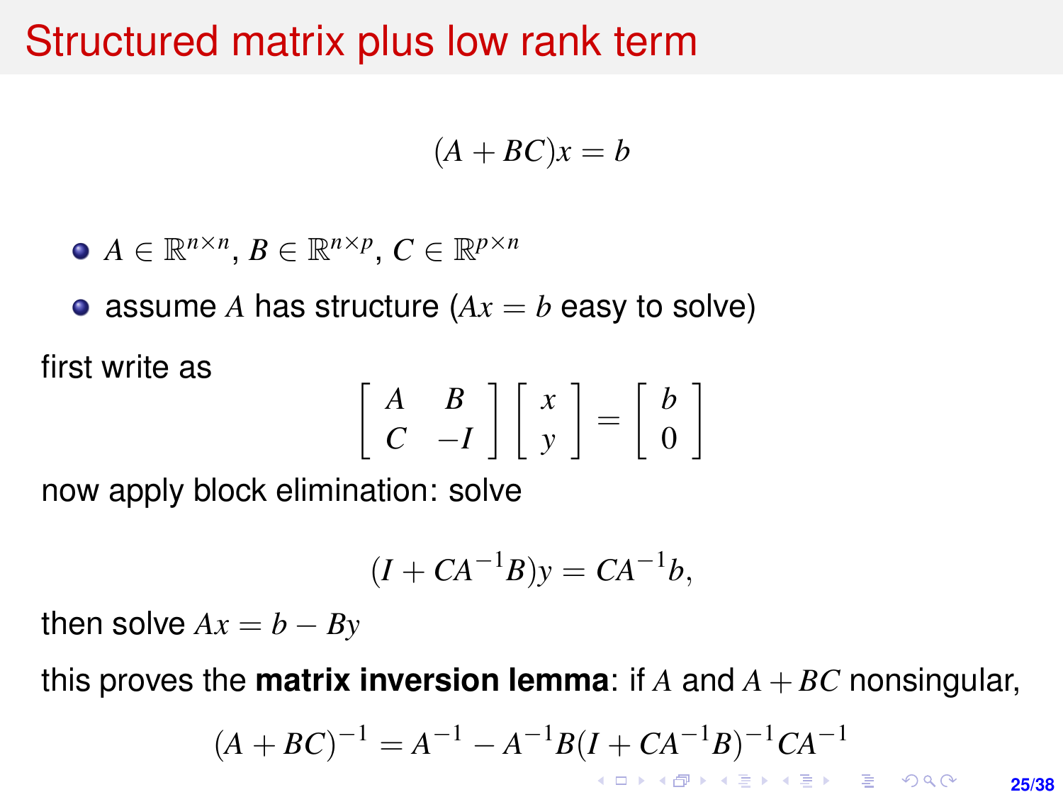# Structured matrix plus low rank term

$$(A + BC)x = b$$

- $A \in \mathbb{R}^{n \times n}$, $B \in \mathbb{R}^{n \times p}$, $C \in \mathbb{R}^{p \times n}$
- assume $A$ has structure ($Ax = b$ easy to solve)

first write as

$$\begin{bmatrix} A & B \\ C & -I \end{bmatrix} \begin{bmatrix} x \\ y \end{bmatrix} = \begin{bmatrix} b \\ 0 \end{bmatrix}$$

now apply block elimination: solve

$$(I + CA^{-1}B)y = CA^{-1}b,$$

then solve $Ax = b - By$

this proves the **matrix inversion lemma**: if $A$ and $A + BC$ nonsingular,

$$(A + BC)^{-1} = A^{-1} - A^{-1}B(I + CA^{-1}B)^{-1}CA^{-1}$$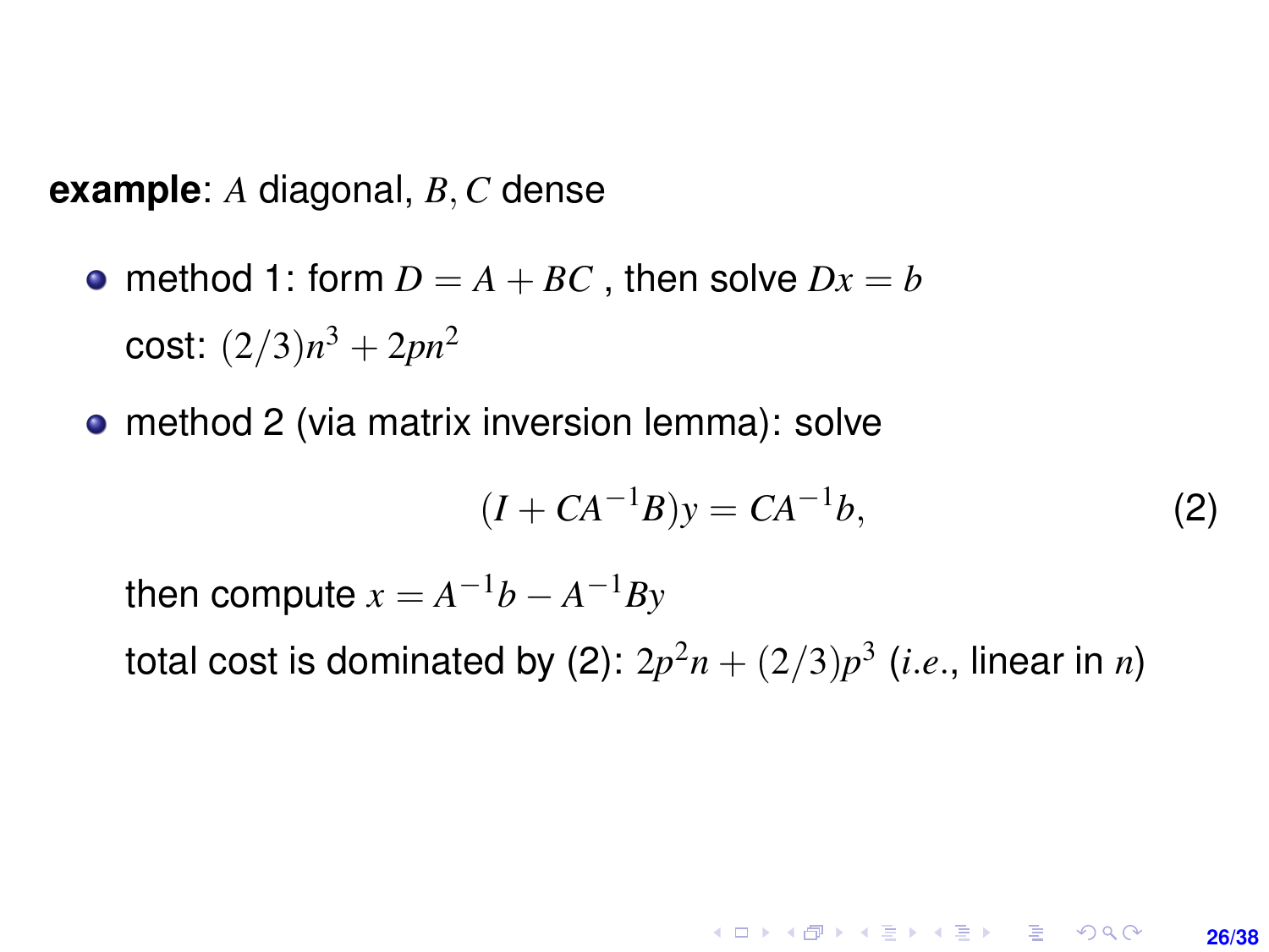**example**: $A$ diagonal, $B, C$ dense

- method 1: form $D = A + BC$ , then solve $Dx = b$

  cost: $(2/3)n^3 + 2pn^2$

- method 2 (via matrix inversion lemma): solve

  $$(I + CA^{-1}B)y = CA^{-1}b, \tag{2}$$

  then compute $x = A^{-1}b - A^{-1}By$

  total cost is dominated by (2): $2p^2n + (2/3)p^3$ (*i.e.*, linear in $n$)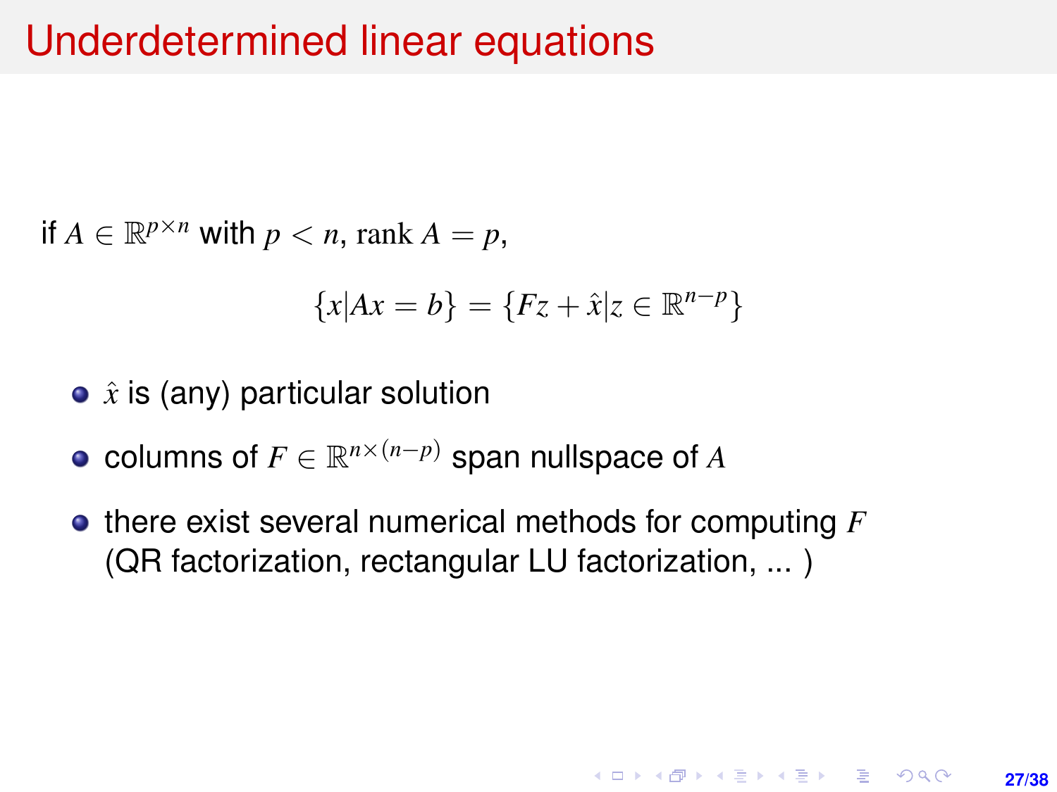# Underdetermined linear equations

if $A \in \mathbb{R}^{p \times n}$ with $p < n$, $\text{rank}\, A = p$,

$$\{x | Ax = b\} = \{Fz + \hat{x} | z \in \mathbb{R}^{n-p}\}$$

- $\hat{x}$ is (any) particular solution
- columns of $F \in \mathbb{R}^{n \times (n-p)}$ span nullspace of $A$
- there exist several numerical methods for computing $F$ (QR factorization, rectangular LU factorization, ... )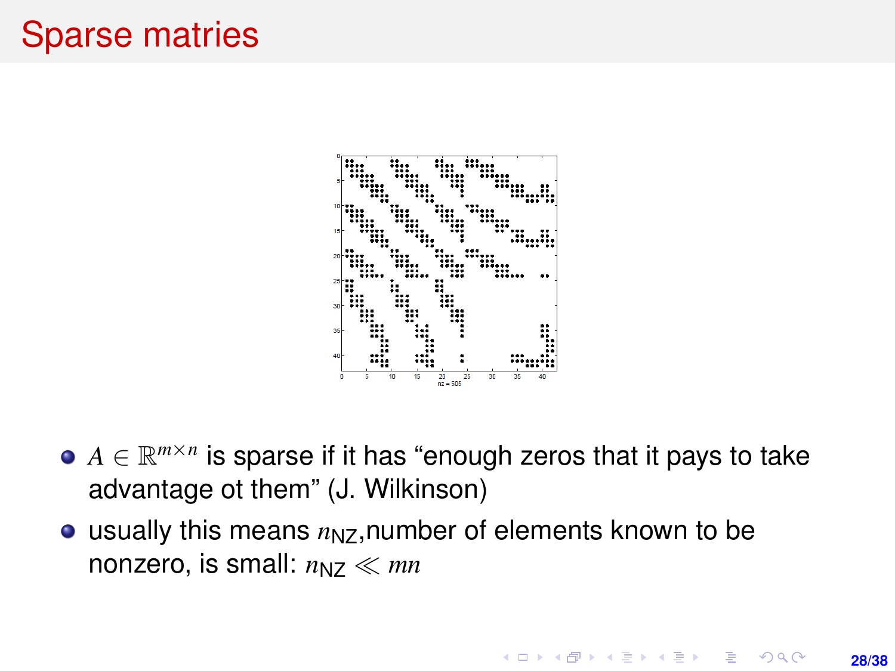# Sparse matries

- $A \in \mathbb{R}^{m \times n}$ is sparse if it has "enough zeros that it pays to take advantage ot them" (J. Wilkinson)
- usually this means $n_{\text{NZ}}$,number of elements known to be nonzero, is small: $n_{\text{NZ}} \ll mn$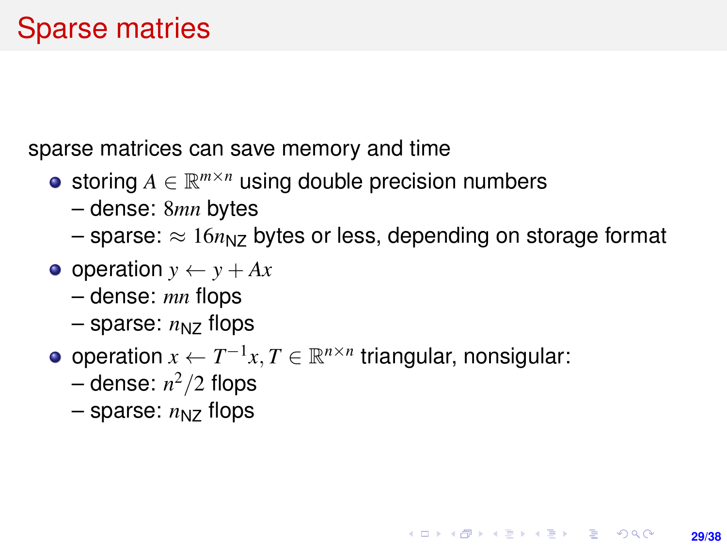# Sparse matries

sparse matrices can save memory and time

- storing $A \in \mathbb{R}^{m \times n}$ using double precision numbers
  – dense: $8mn$ bytes
  – sparse: $\approx 16n_{\mathrm{NZ}}$ bytes or less, depending on storage format
- operation $y \leftarrow y + Ax$
  – dense: $mn$ flops
  – sparse: $n_{\mathrm{NZ}}$ flops
- operation $x \leftarrow T^{-1}x, T \in \mathbb{R}^{n \times n}$ triangular, nonsigular:
  – dense: $n^2/2$ flops
  – sparse: $n_{\mathrm{NZ}}$ flops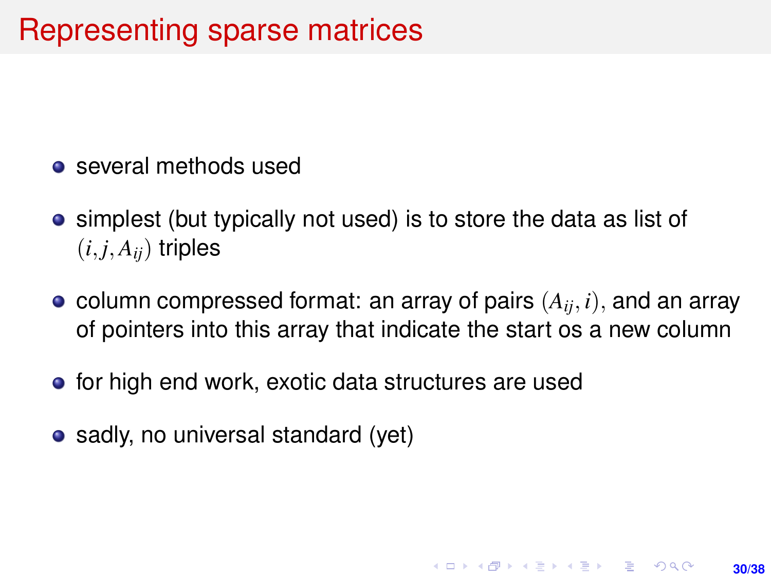# Representing sparse matrices

- several methods used
- simplest (but typically not used) is to store the data as list of $(i, j, A_{ij})$ triples
- column compressed format: an array of pairs $(A_{ij}, i)$, and an array of pointers into this array that indicate the start os a new column
- for high end work, exotic data structures are used
- sadly, no universal standard (yet)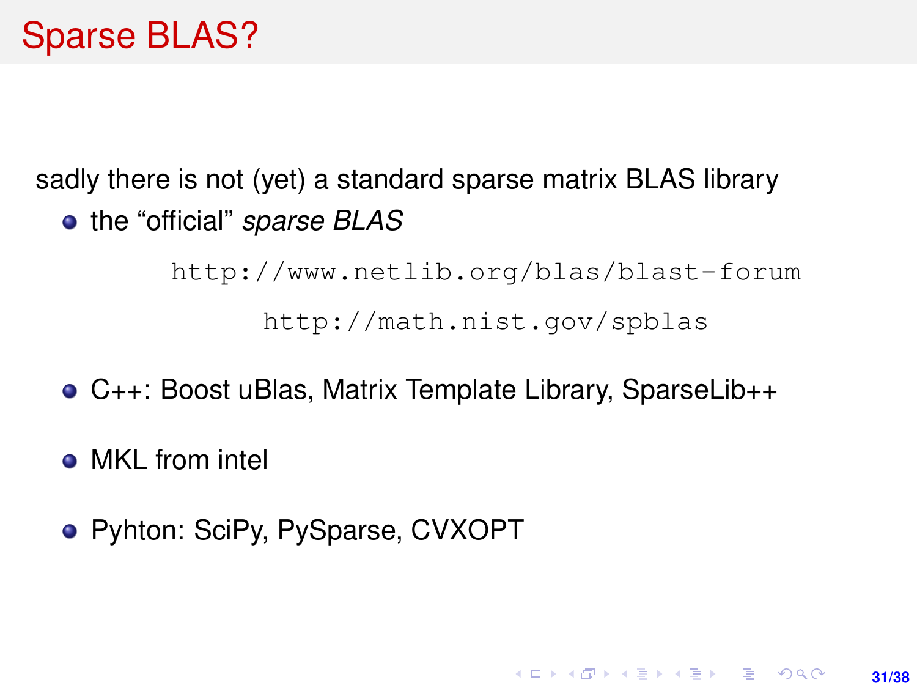# Sparse BLAS?

sadly there is not (yet) a standard sparse matrix BLAS library

- the “official” *sparse BLAS*

  `http://www.netlib.org/blas/blast-forum`

  `http://math.nist.gov/spblas`

- C++: Boost uBlas, Matrix Template Library, SparseLib++
- MKL from intel
- Pyhton: SciPy, PySparse, CVXOPT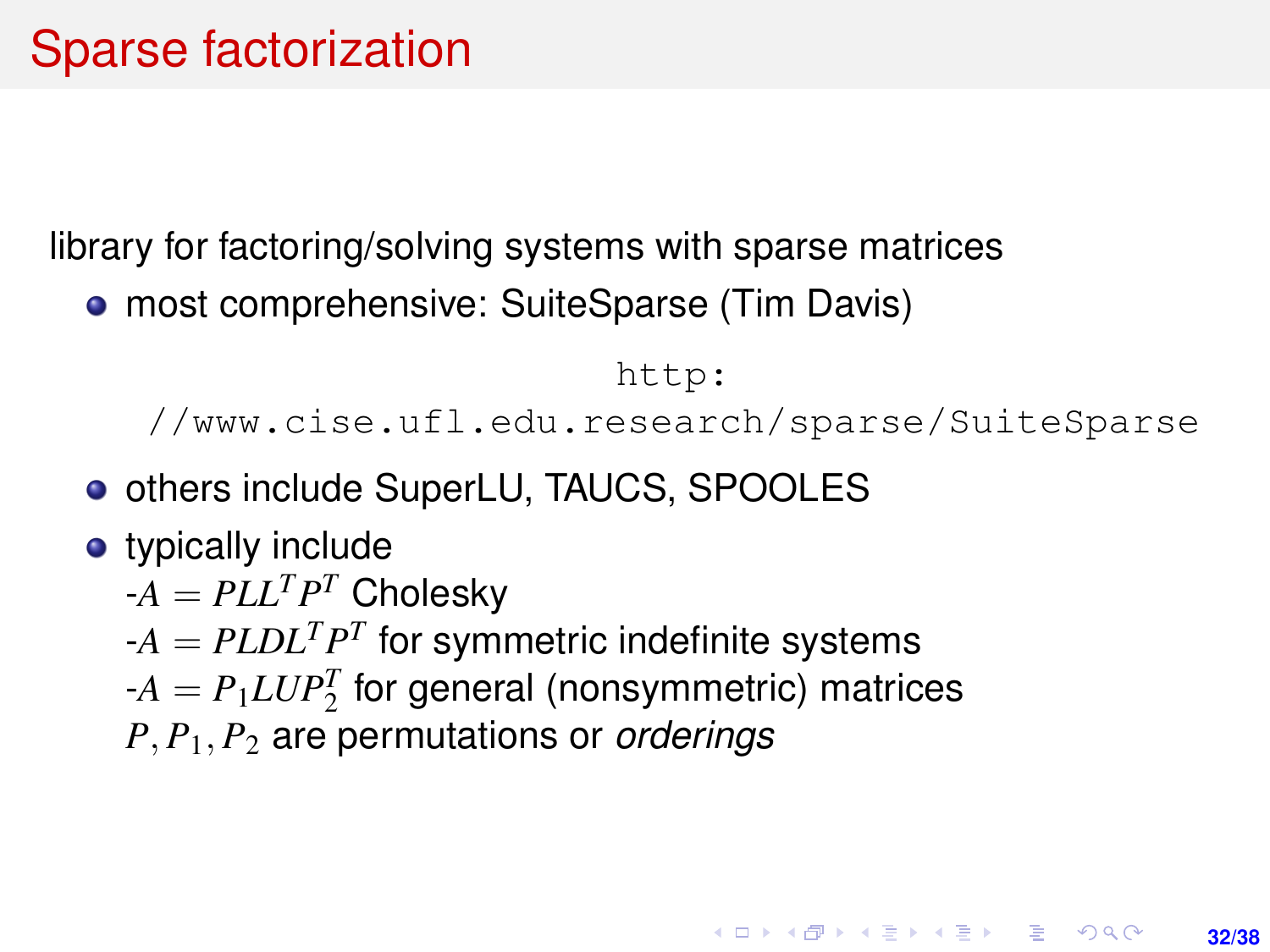# Sparse factorization

library for factoring/solving systems with sparse matrices

- most comprehensive: SuiteSparse (Tim Davis)

  `http://www.cise.ufl.edu.research/sparse/SuiteSparse`

- others include SuperLU, TAUCS, SPOOLES
- typically include
  -$A = PLL^TP^T$ Cholesky
  -$A = PLDL^TP^T$ for symmetric indefinite systems
  -$A = P_1LUP_2^T$ for general (nonsymmetric) matrices
  $P, P_1, P_2$ are permutations or *orderings*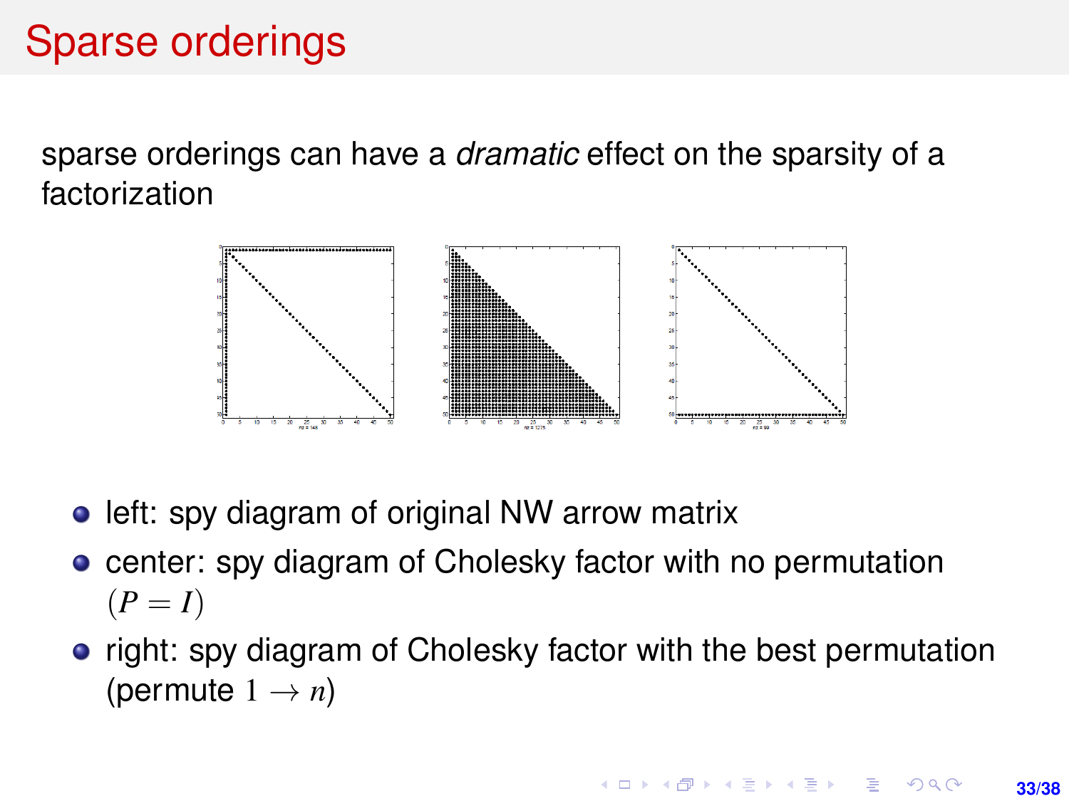# Sparse orderings

sparse orderings can have a *dramatic* effect on the sparsity of a factorization

- left: spy diagram of original NW arrow matrix
- center: spy diagram of Cholesky factor with no permutation $(P = I)$
- right: spy diagram of Cholesky factor with the best permutation (permute $1 \to n$)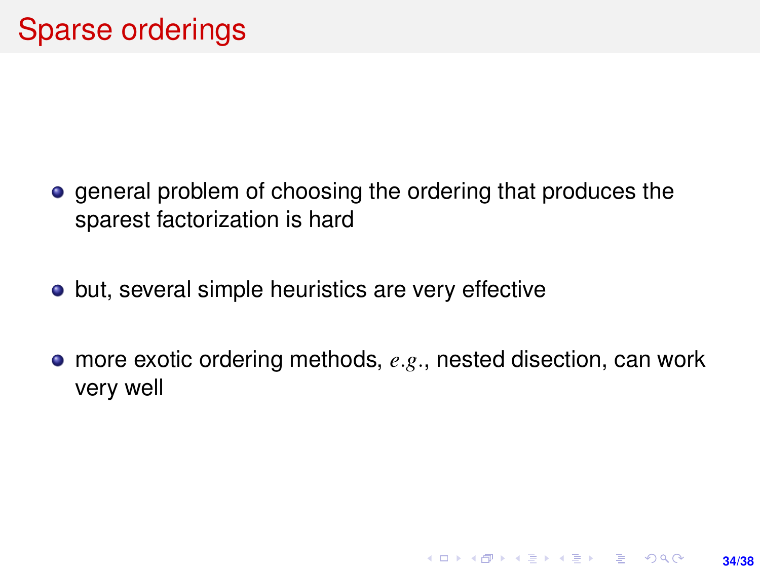# Sparse orderings

- general problem of choosing the ordering that produces the sparest factorization is hard
- but, several simple heuristics are very effective
- more exotic ordering methods, $e.g.$, nested disection, can work very well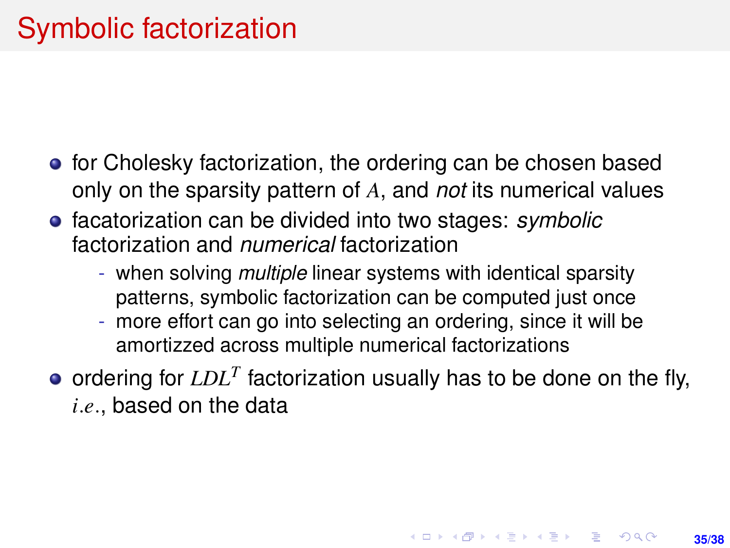# Symbolic factorization

- for Cholesky factorization, the ordering can be chosen based only on the sparsity pattern of $A$, and *not* its numerical values
- facatorization can be divided into two stages: *symbolic* factorization and *numerical* factorization
  - when solving *multiple* linear systems with identical sparsity patterns, symbolic factorization can be computed just once
  - more effort can go into selecting an ordering, since it will be amortizzed across multiple numerical factorizations
- ordering for $LDL^T$ factorization usually has to be done on the fly, $i.e.$, based on the data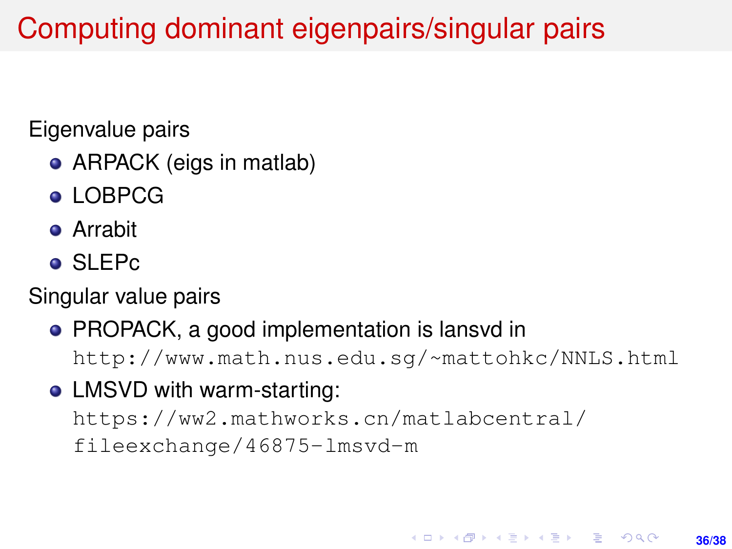# Computing dominant eigenpairs/singular pairs

Eigenvalue pairs

- ARPACK (eigs in matlab)
- LOBPCG
- Arrabit
- SLEPc

Singular value pairs

- PROPACK, a good implementation is lansvd in `http://www.math.nus.edu.sg/~mattohkc/NNLS.html`
- LMSVD with warm-starting: `https://ww2.mathworks.cn/matlabcentral/fileexchange/46875-lmsvd-m`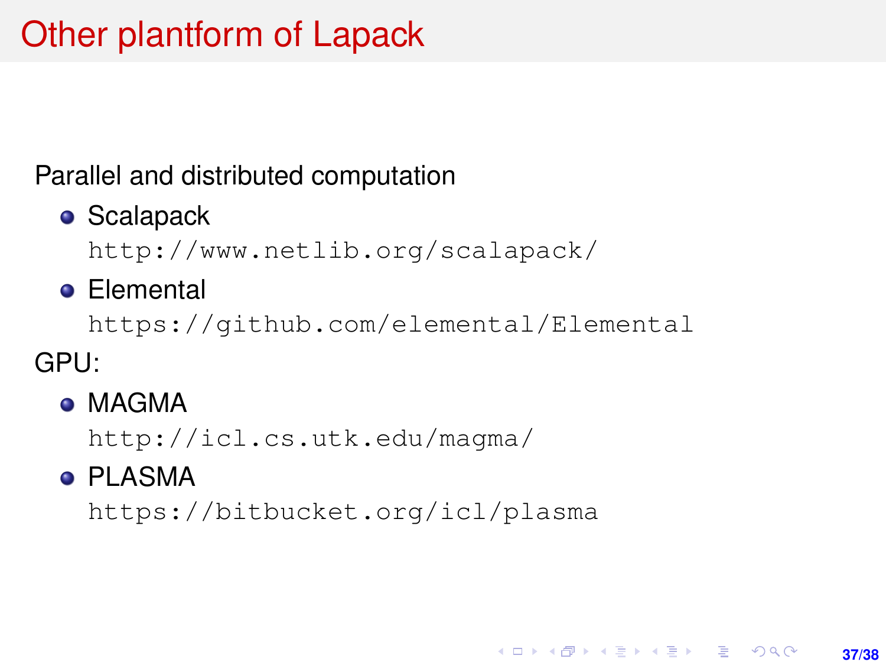# Other plantform of Lapack

Parallel and distributed computation

- Scalapack
  `http://www.netlib.org/scalapack/`
- Elemental
  `https://github.com/elemental/Elemental`

GPU:

- MAGMA
  `http://icl.cs.utk.edu/magma/`
- PLASMA
  `https://bitbucket.org/icl/plasma`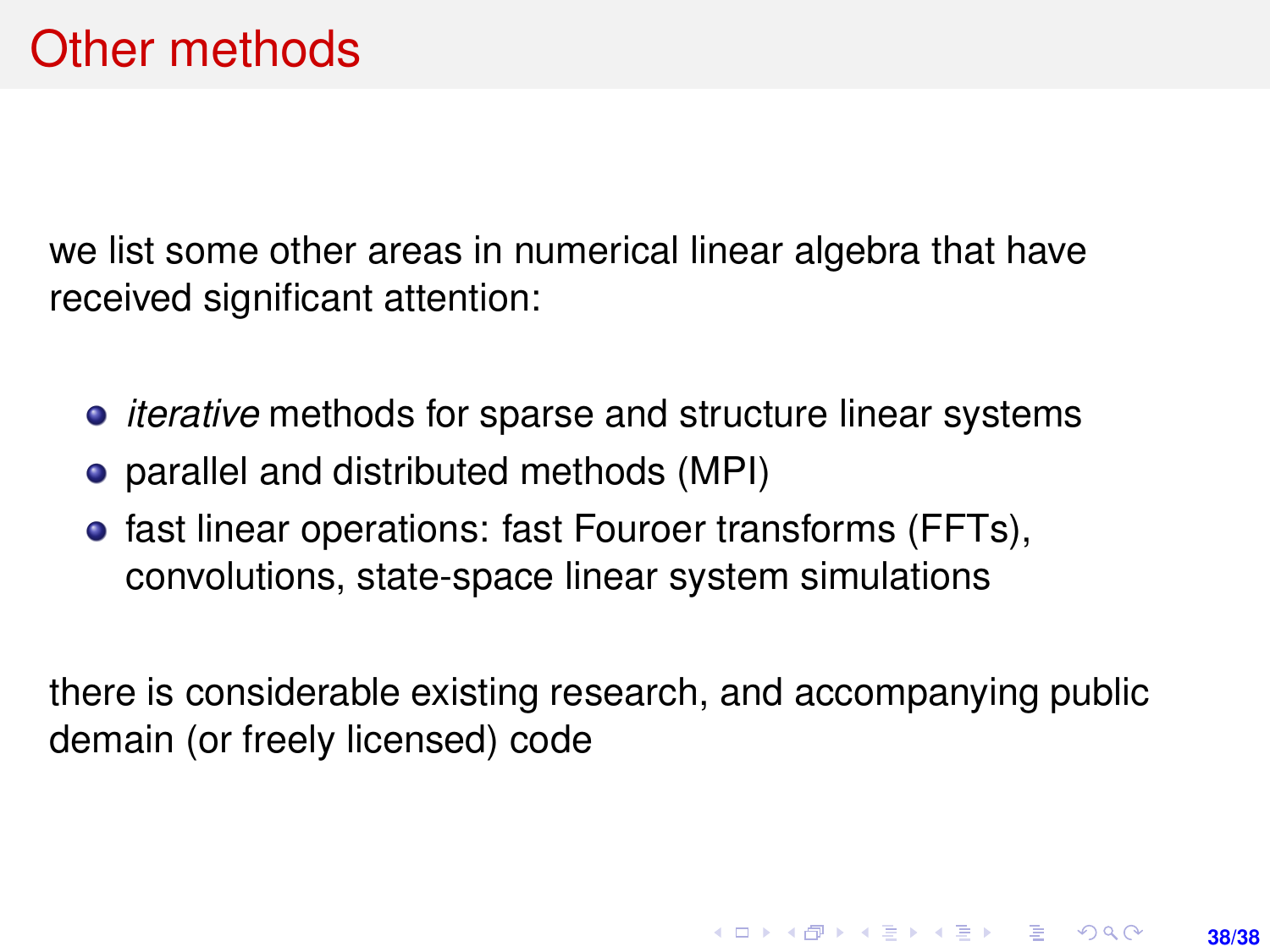# Other methods

we list some other areas in numerical linear algebra that have received significant attention:

- *iterative* methods for sparse and structure linear systems
- parallel and distributed methods (MPI)
- fast linear operations: fast Fouroer transforms (FFTs), convolutions, state-space linear system simulations

there is considerable existing research, and accompanying public demain (or freely licensed) code